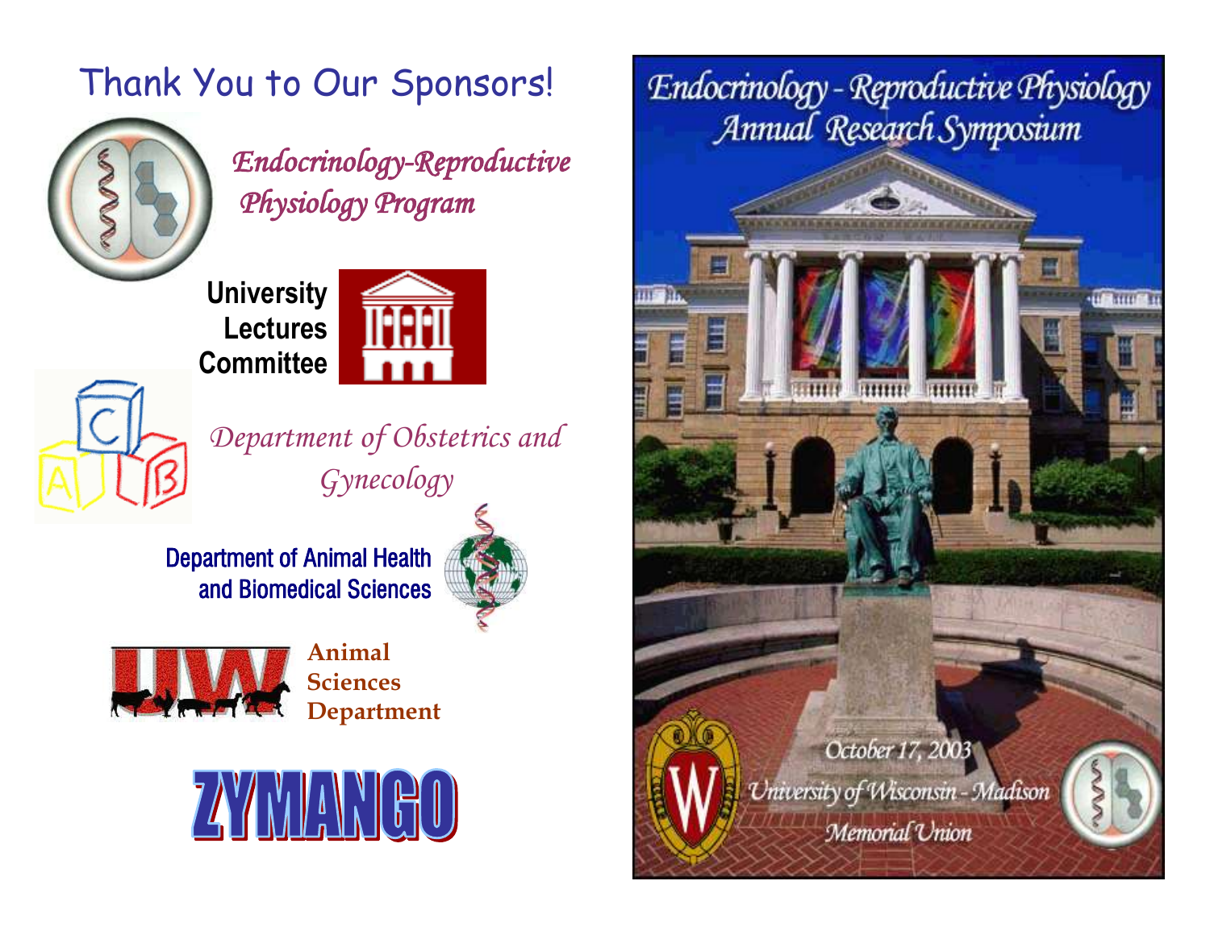# Thank You to Our Sponsors!

*Endocrinology-Reproductive Physiology Program*

**University Lectures Committee**

*Department of Obstetrics and Gynecology*

**Department of Animal Health and Biomedical Sciences**

**Animal Sciences Department**

**ZYMANGO**

# Endocrinology - Reproductive Physiology Annual Research Symposium

October 17, 2003

University of Wisconsin - Madison

Memorial Union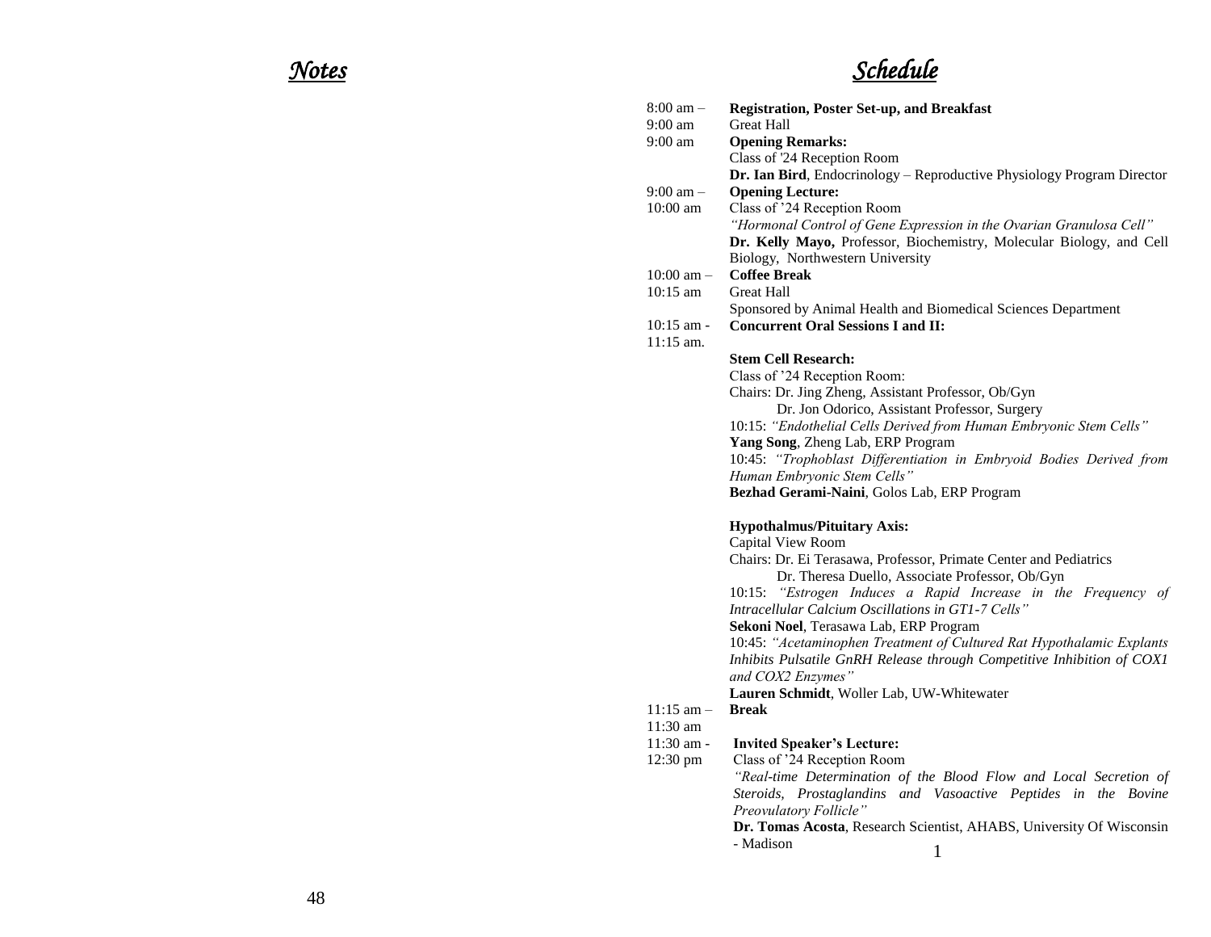# *Notes*

# *Schedule*

8:00 am – 9:00 am **Registration, Poster Set-up, and Breakfast**
Great Hall

9:00 am **Opening Remarks:**
Class of '24 Reception Room
**Dr. Ian Bird**, Endocrinology – Reproductive Physiology Program Director

9:00 am – 10:00 am **Opening Lecture:**
Class of '24 Reception Room
*"Hormonal Control of Gene Expression in the Ovarian Granulosa Cell"*
**Dr. Kelly Mayo,** Professor, Biochemistry, Molecular Biology, and Cell Biology, Northwestern University

10:00 am – 10:15 am **Coffee Break**
Great Hall
Sponsored by Animal Health and Biomedical Sciences Department

10:15 am - 11:15 am. **Concurrent Oral Sessions I and II:**

**Stem Cell Research:**
Class of '24 Reception Room:
Chairs: Dr. Jing Zheng, Assistant Professor, Ob/Gyn
Dr. Jon Odorico, Assistant Professor, Surgery
10:15: *"Endothelial Cells Derived from Human Embryonic Stem Cells"*
**Yang Song**, Zheng Lab, ERP Program
10:45: *"Trophoblast Differentiation in Embryoid Bodies Derived from Human Embryonic Stem Cells"*
**Bezhad Gerami-Naini**, Golos Lab, ERP Program

**Hypothalmus/Pituitary Axis:**
Capital View Room
Chairs: Dr. Ei Terasawa, Professor, Primate Center and Pediatrics
Dr. Theresa Duello, Associate Professor, Ob/Gyn
10:15: *"Estrogen Induces a Rapid Increase in the Frequency of Intracellular Calcium Oscillations in GT1-7 Cells"*
**Sekoni Noel**, Terasawa Lab, ERP Program
10:45: *"Acetaminophen Treatment of Cultured Rat Hypothalamic Explants Inhibits Pulsatile GnRH Release through Competitive Inhibition of COX1 and COX2 Enzymes"*
**Lauren Schmidt**, Woller Lab, UW-Whitewater

11:15 am – 11:30 am **Break**

11:30 am - 12:30 pm **Invited Speaker's Lecture:**
Class of '24 Reception Room
*"Real-time Determination of the Blood Flow and Local Secretion of Steroids, Prostaglandins and Vasoactive Peptides in the Bovine Preovulatory Follicle"*
**Dr. Tomas Acosta**, Research Scientist, AHABS, University Of Wisconsin - Madison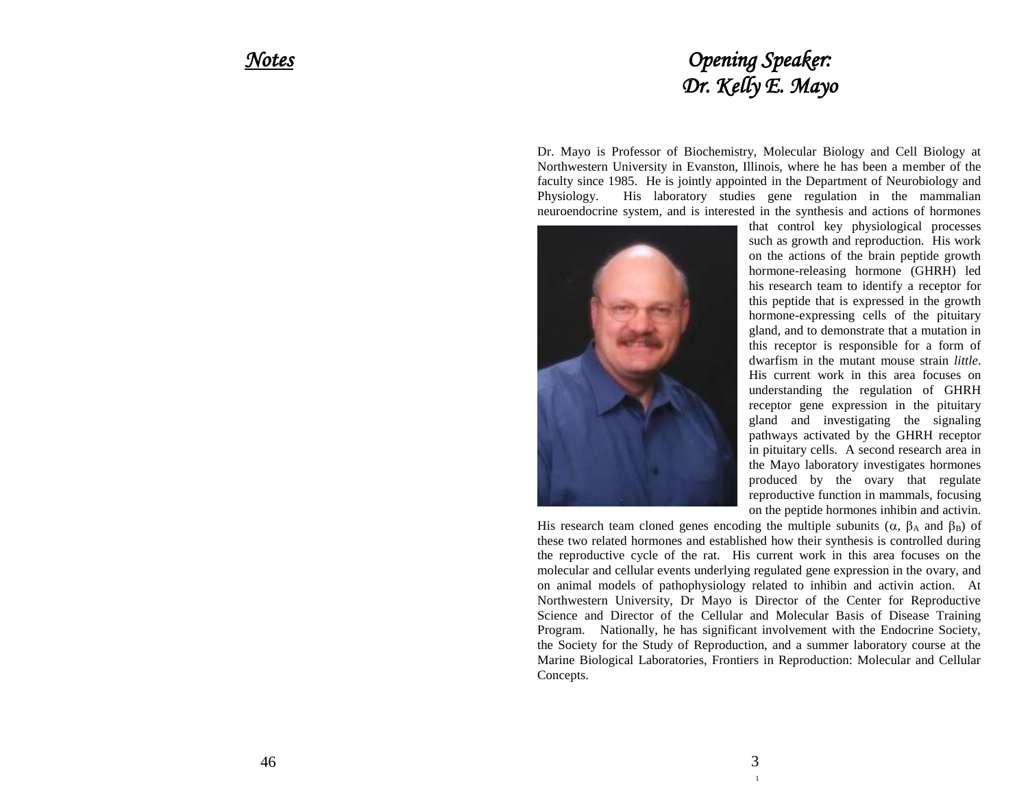## *Notes*

## *Opening Speaker: Dr. Kelly E. Mayo*

Dr. Mayo is Professor of Biochemistry, Molecular Biology and Cell Biology at Northwestern University in Evanston, Illinois, where he has been a member of the faculty since 1985. He is jointly appointed in the Department of Neurobiology and Physiology. His laboratory studies gene regulation in the mammalian neuroendocrine system, and is interested in the synthesis and actions of hormones that control key physiological processes such as growth and reproduction. His work on the actions of the brain peptide growth hormone-releasing hormone (GHRH) led his research team to identify a receptor for this peptide that is expressed in the growth hormone-expressing cells of the pituitary gland, and to demonstrate that a mutation in this receptor is responsible for a form of dwarfism in the mutant mouse strain *little*. His current work in this area focuses on understanding the regulation of GHRH receptor gene expression in the pituitary gland and investigating the signaling pathways activated by the GHRH receptor in pituitary cells. A second research area in the Mayo laboratory investigates hormones produced by the ovary that regulate reproductive function in mammals, focusing on the peptide hormones inhibin and activin. His research team cloned genes encoding the multiple subunits ($\alpha$, $\beta_A$ and $\beta_B$) of these two related hormones and established how their synthesis is controlled during the reproductive cycle of the rat. His current work in this area focuses on the molecular and cellular events underlying regulated gene expression in the ovary, and on animal models of pathophysiology related to inhibin and activin action. At Northwestern University, Dr Mayo is Director of the Center for Reproductive Science and Director of the Cellular and Molecular Basis of Disease Training Program. Nationally, he has significant involvement with the Endocrine Society, the Society for the Study of Reproduction, and a summer laboratory course at the Marine Biological Laboratories, Frontiers in Reproduction: Molecular and Cellular Concepts.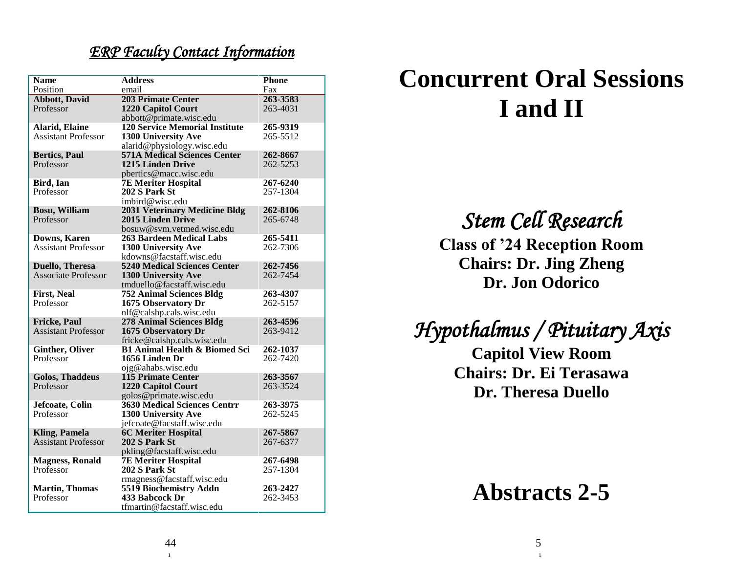## *ERP Faculty Contact Information*

| Name<br>Position | Address<br>email | Phone<br>Fax |
|---|---|---|
| **Abbott, David**<br>Professor | **203 Primate Center**<br>**1220 Capitol Court**<br>abbott@primate.wisc.edu | **263-3583**<br>263-4031 |
| **Alarid, Elaine**<br>Assistant Professor | **120 Service Memorial Institute**<br>**1300 University Ave**<br>alarid@physiology.wisc.edu | **265-9319**<br>265-5512 |
| **Bertics, Paul**<br>Professor | **571A Medical Sciences Center**<br>**1215 Linden Drive**<br>pbertics@macc.wisc.edu | **262-8667**<br>262-5253 |
| **Bird, Ian**<br>Professor | **7E Meriter Hospital**<br>**202 S Park St**<br>imbird@wisc.edu | **267-6240**<br>257-1304 |
| **Bosu, William**<br>Professor | **2031 Veterinary Medicine Bldg**<br>**2015 Linden Drive**<br>bosuw@svm.vetmed.wisc.edu | **262-8106**<br>265-6748 |
| **Downs, Karen**<br>Assistant Professor | **263 Bardeen Medical Labs**<br>**1300 University Ave**<br>kdowns@facstaff.wisc.edu | **265-5411**<br>262-7306 |
| **Duello, Theresa**<br>Associate Professor | **5240 Medical Sciences Center**<br>**1300 University Ave**<br>tmduello@facstaff.wisc.edu | **262-7456**<br>262-7454 |
| **First, Neal**<br>Professor | **752 Animal Sciences Bldg**<br>**1675 Observatory Dr**<br>nlf@calshp.cals.wisc.edu | **263-4307**<br>262-5157 |
| **Fricke, Paul**<br>Assistant Professor | **278 Animal Sciences Bldg**<br>**1675 Observatory Dr**<br>fricke@calshp.cals.wisc.edu | **263-4596**<br>263-9412 |
| **Ginther, Oliver**<br>Professor | **B1 Animal Health & Biomed Sci**<br>**1656 Linden Dr**<br>ojg@ahabs.wisc.edu | **262-1037**<br>262-7420 |
| **Golos, Thaddeus**<br>Professor | **115 Primate Center**<br>**1220 Capitol Court**<br>golos@primate.wisc.edu | **263-3567**<br>263-3524 |
| **Jefcoate, Colin**<br>Professor | **3630 Medical Sciences Centrr**<br>**1300 University Ave**<br>jefcoate@facstaff.wisc.edu | **263-3975**<br>262-5245 |
| **Kling, Pamela**<br>Assistant Professor | **6C Meriter Hospital**<br>**202 S Park St**<br>pkling@facstaff.wisc.edu | **267-5867**<br>267-6377 |
| **Magness, Ronald**<br>Professor | **7E Meriter Hospital**<br>**202 S Park St**<br>rmagness@facstaff.wisc.edu | **267-6498**<br>257-1304 |
| **Martin, Thomas**<br>Professor | **5519 Biochemistry Addn**<br>**433 Babcock Dr**<br>tfmartin@facstaff.wisc.edu | **263-2427**<br>262-3453 |

# Concurrent Oral Sessions I and II

## *Stem Cell Research*

**Class of '24 Reception Room**
**Chairs: Dr. Jing Zheng**
**Dr. Jon Odorico**

## *Hypothalmus / Pituitary Axis*

**Capitol View Room**
**Chairs: Dr. Ei Terasawa**
**Dr. Theresa Duello**

# Abstracts 2-5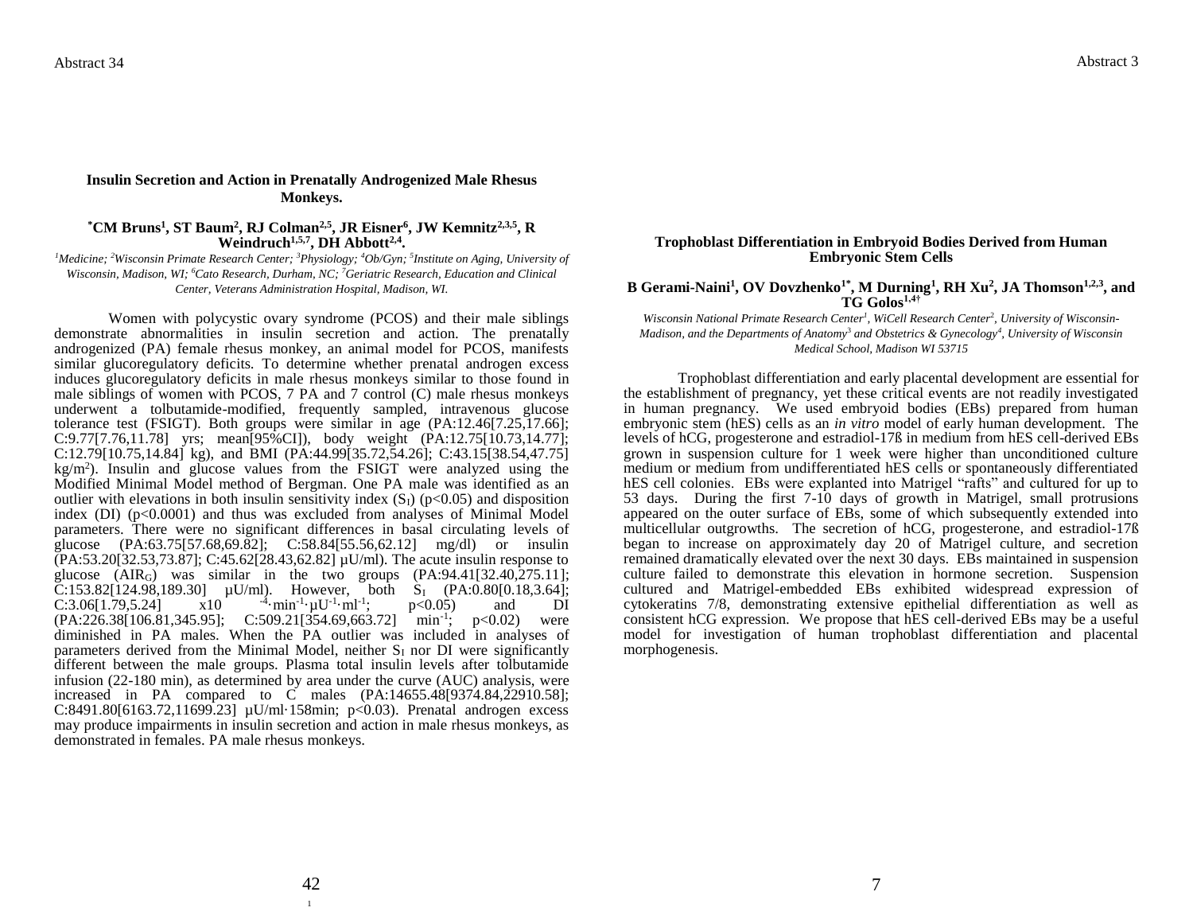## Insulin Secretion and Action in Prenatally Androgenized Male Rhesus Monkeys.

**\*CM Bruns[1], ST Baum[2], RJ Colman[2,5], JR Eisner[6], JW Kemnitz[2,3,5], R Weindruch[1,5,7], DH Abbott[2,4].**

*[1]Medicine; [2]Wisconsin Primate Research Center; [3]Physiology; [4]Ob/Gyn; [5]Institute on Aging, University of Wisconsin, Madison, WI; [6]Cato Research, Durham, NC; [7]Geriatric Research, Education and Clinical Center, Veterans Administration Hospital, Madison, WI.*

Women with polycystic ovary syndrome (PCOS) and their male siblings demonstrate abnormalities in insulin secretion and action. The prenatally androgenized (PA) female rhesus monkey, an animal model for PCOS, manifests similar glucoregulatory deficits. To determine whether prenatal androgen excess induces glucoregulatory deficits in male rhesus monkeys similar to those found in male siblings of women with PCOS, 7 PA and 7 control (C) male rhesus monkeys underwent a tolbutamide-modified, frequently sampled, intravenous glucose tolerance test (FSIGT). Both groups were similar in age (PA:12.46[7.25,17.66]; C:9.77[7.76,11.78] yrs; mean[95%CI]), body weight (PA:12.75[10.73,14.77]; C:12.79[10.75,14.84] kg), and BMI (PA:44.99[35.72,54.26]; C:43.15[38.54,47.75] kg/m$^2$). Insulin and glucose values from the FSIGT were analyzed using the Modified Minimal Model method of Bergman. One PA male was identified as an outlier with elevations in both insulin sensitivity index ($S_I$) ($p<0.05$) and disposition index (DI) ($p<0.0001$) and thus was excluded from analyses of Minimal Model parameters. There were no significant differences in basal circulating levels of glucose (PA:63.75[57.68,69.82]; C:58.84[55.56,62.12] mg/dl) or insulin (PA:53.20[32.53,73.87]; C:45.62[28.43,62.82] µU/ml). The acute insulin response to glucose ($AIR_G$) was similar in the two groups (PA:94.41[32.40,275.11]; C:153.82[124.98,189.30] µU/ml). However, both $S_I$ (PA:0.80[0.18,3.64]; C:3.06[1.79,5.24] x10$^{-4}$·min$^{-1}$·µU$^{-1}$·ml$^{-1}$; $p<0.05$) and DI (PA:226.38[106.81,345.95]; C:509.21[354.69,663.72] min$^{-1}$; $p<0.02$) were diminished in PA males. When the PA outlier was included in analyses of parameters derived from the Minimal Model, neither $S_I$ nor DI were significantly different between the male groups. Plasma total insulin levels after tolbutamide infusion (22-180 min), as determined by area under the curve (AUC) analysis, were increased in PA compared to C males (PA:14655.48[9374.84,22910.58]; C:8491.80[6163.72,11699.23] µU/ml·158min; $p<0.03$). Prenatal androgen excess may produce impairments in insulin secretion and action in male rhesus monkeys, as demonstrated in females. PA male rhesus monkeys.

## Trophoblast Differentiation in Embryoid Bodies Derived from Human Embryonic Stem Cells

**B Gerami-Naini[1], OV Dovzhenko[1\*], M Durning[1], RH Xu[2], JA Thomson[1,2,3], and TG Golos[1,4†]**

*Wisconsin National Primate Research Center[1], WiCell Research Center[2], University of Wisconsin-Madison, and the Departments of Anatomy[3] and Obstetrics & Gynecology[4], University of Wisconsin Medical School, Madison WI 53715*

Trophoblast differentiation and early placental development are essential for the establishment of pregnancy, yet these critical events are not readily investigated in human pregnancy. We used embryoid bodies (EBs) prepared from human embryonic stem (hES) cells as an *in vitro* model of early human development. The levels of hCG, progesterone and estradiol-17ß in medium from hES cell-derived EBs grown in suspension culture for 1 week were higher than unconditioned culture medium or medium from undifferentiated hES cells or spontaneously differentiated hES cell colonies. EBs were explanted into Matrigel "rafts" and cultured for up to 53 days. During the first 7-10 days of growth in Matrigel, small protrusions appeared on the outer surface of EBs, some of which subsequently extended into multicellular outgrowths. The secretion of hCG, progesterone, and estradiol-17ß began to increase on approximately day 20 of Matrigel culture, and secretion remained dramatically elevated over the next 30 days. EBs maintained in suspension culture failed to demonstrate this elevation in hormone secretion. Suspension cultured and Matrigel-embedded EBs exhibited widespread expression of cytokeratins 7/8, demonstrating extensive epithelial differentiation as well as consistent hCG expression. We propose that hES cell-derived EBs may be a useful model for investigation of human trophoblast differentiation and placental morphogenesis.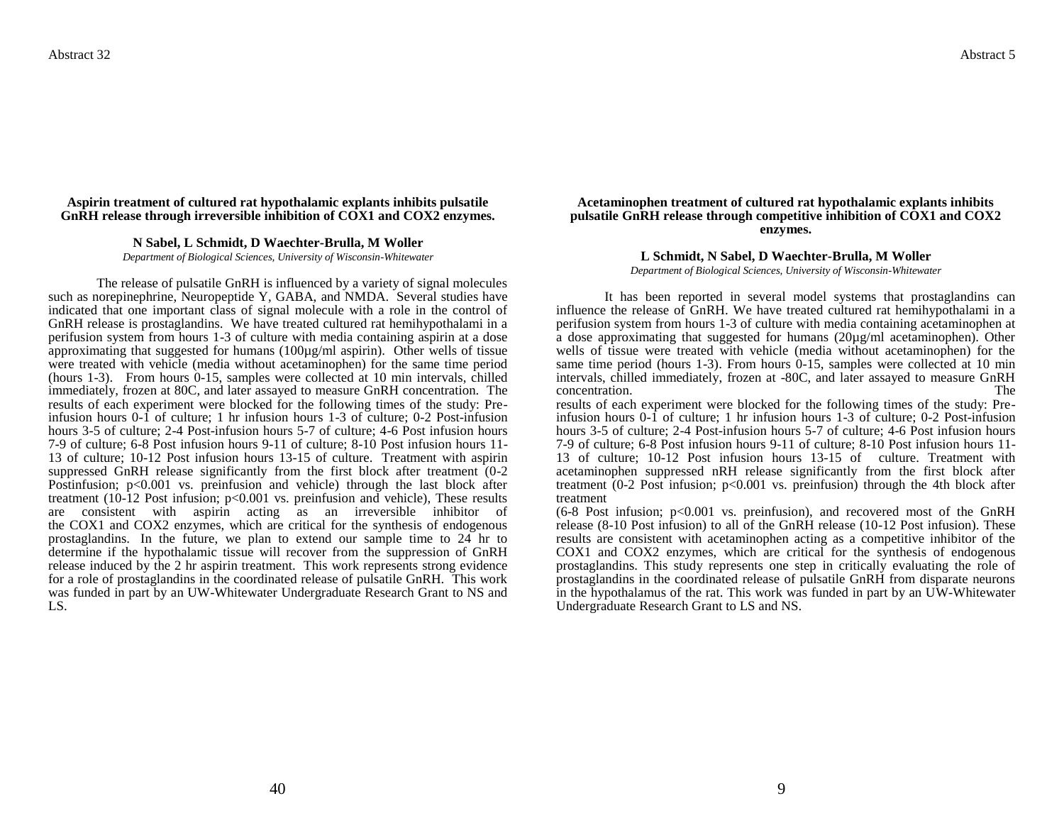Abstract 32

**Aspirin treatment of cultured rat hypothalamic explants inhibits pulsatile GnRH release through irreversible inhibition of COX1 and COX2 enzymes.**

**N Sabel, L Schmidt, D Waechter-Brulla, M Woller**

*Department of Biological Sciences, University of Wisconsin-Whitewater*

The release of pulsatile GnRH is influenced by a variety of signal molecules such as norepinephrine, Neuropeptide Y, GABA, and NMDA. Several studies have indicated that one important class of signal molecule with a role in the control of GnRH release is prostaglandins. We have treated cultured rat hemihypothalami in a perifusion system from hours 1-3 of culture with media containing aspirin at a dose approximating that suggested for humans (100µg/ml aspirin). Other wells of tissue were treated with vehicle (media without acetaminophen) for the same time period (hours 1-3). From hours 0-15, samples were collected at 10 min intervals, chilled immediately, frozen at 80C, and later assayed to measure GnRH concentration. The results of each experiment were blocked for the following times of the study: Pre-infusion hours 0-1 of culture; 1 hr infusion hours 1-3 of culture; 0-2 Post-infusion hours 3-5 of culture; 2-4 Post-infusion hours 5-7 of culture; 4-6 Post infusion hours 7-9 of culture; 6-8 Post infusion hours 9-11 of culture; 8-10 Post infusion hours 11-13 of culture; 10-12 Post infusion hours 13-15 of culture. Treatment with aspirin suppressed GnRH release significantly from the first block after treatment (0-2 Postinfusion; $p<0.001$ vs. preinfusion and vehicle) through the last block after treatment (10-12 Post infusion; $p<0.001$ vs. preinfusion and vehicle), These results are consistent with aspirin acting as an irreversible inhibitor of the COX1 and COX2 enzymes, which are critical for the synthesis of endogenous prostaglandins. In the future, we plan to extend our sample time to 24 hr to determine if the hypothalamic tissue will recover from the suppression of GnRH release induced by the 2 hr aspirin treatment. This work represents strong evidence for a role of prostaglandins in the coordinated release of pulsatile GnRH. This work was funded in part by an UW-Whitewater Undergraduate Research Grant to NS and LS.

Abstract 5

**Acetaminophen treatment of cultured rat hypothalamic explants inhibits pulsatile GnRH release through competitive inhibition of COX1 and COX2 enzymes.**

**L Schmidt, N Sabel, D Waechter-Brulla, M Woller**

*Department of Biological Sciences, University of Wisconsin-Whitewater*

It has been reported in several model systems that prostaglandins can influence the release of GnRH. We have treated cultured rat hemihypothalami in a perifusion system from hours 1-3 of culture with media containing acetaminophen at a dose approximating that suggested for humans (20µg/ml acetaminophen). Other wells of tissue were treated with vehicle (media without acetaminophen) for the same time period (hours 1-3). From hours 0-15, samples were collected at 10 min intervals, chilled immediately, frozen at -80C, and later assayed to measure GnRH concentration. The results of each experiment were blocked for the following times of the study: Pre-infusion hours 0-1 of culture; 1 hr infusion hours 1-3 of culture; 0-2 Post-infusion hours 3-5 of culture; 2-4 Post-infusion hours 5-7 of culture; 4-6 Post infusion hours 7-9 of culture; 6-8 Post infusion hours 9-11 of culture; 8-10 Post infusion hours 11-13 of culture; 10-12 Post infusion hours 13-15 of culture. Treatment with acetaminophen suppressed nRH release significantly from the first block after treatment (0-2 Post infusion; $p<0.001$ vs. preinfusion) through the 4th block after treatment (6-8 Post infusion; $p<0.001$ vs. preinfusion), and recovered most of the GnRH release (8-10 Post infusion) to all of the GnRH release (10-12 Post infusion). These results are consistent with acetaminophen acting as a competitive inhibitor of the COX1 and COX2 enzymes, which are critical for the synthesis of endogenous prostaglandins. This study represents one step in critically evaluating the role of prostaglandins in the coordinated release of pulsatile GnRH from disparate neurons in the hypothalamus of the rat. This work was funded in part by an UW-Whitewater Undergraduate Research Grant to LS and NS.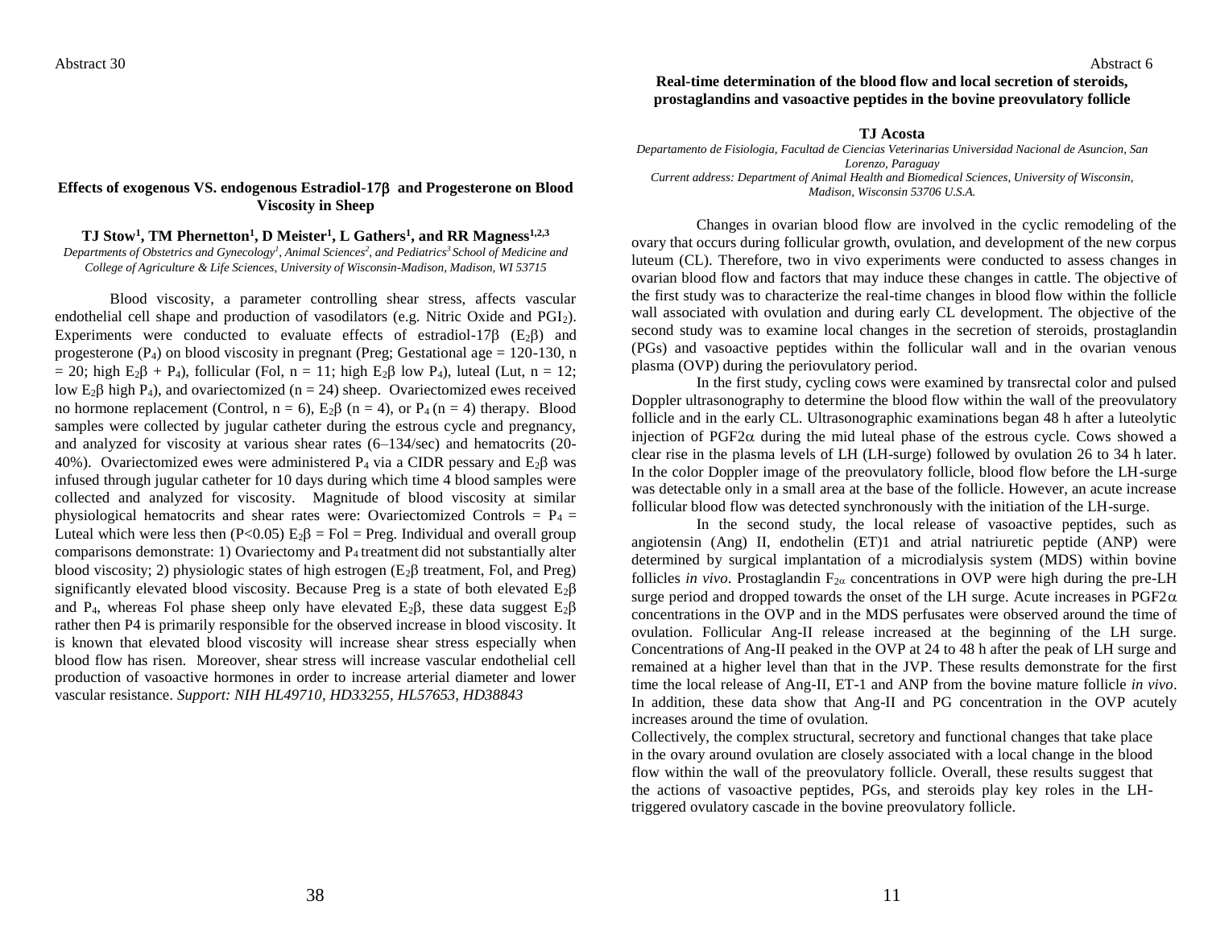Abstract 30

## Effects of exogenous VS. endogenous Estradiol-17β and Progesterone on Blood Viscosity in Sheep

**TJ Stow[1], TM Phernetton[1], D Meister[1], L Gathers[1], and RR Magness[1,2,3]**

*Departments of Obstetrics and Gynecology[1], Animal Sciences[2], and Pediatrics[3] School of Medicine and College of Agriculture & Life Sciences, University of Wisconsin-Madison, Madison, WI 53715*

Blood viscosity, a parameter controlling shear stress, affects vascular endothelial cell shape and production of vasodilators (e.g. Nitric Oxide and $PGI_2$). Experiments were conducted to evaluate effects of estradiol-17β ($E_2\beta$) and progesterone ($P_4$) on blood viscosity in pregnant (Preg; Gestational age = 120-130, n = 20; high $E_2\beta$ + $P_4$), follicular (Fol, n = 11; high $E_2\beta$ low $P_4$), luteal (Lut, n = 12; low $E_2\beta$ high $P_4$), and ovariectomized (n = 24) sheep. Ovariectomized ewes received no hormone replacement (Control, n = 6), $E_2\beta$ (n = 4), or $P_4$ (n = 4) therapy. Blood samples were collected by jugular catheter during the estrous cycle and pregnancy, and analyzed for viscosity at various shear rates (6–134/sec) and hematocrits (20-40%). Ovariectomized ewes were administered $P_4$ via a CIDR pessary and $E_2\beta$ was infused through jugular catheter for 10 days during which time 4 blood samples were collected and analyzed for viscosity. Magnitude of blood viscosity at similar physiological hematocrits and shear rates were: Ovariectomized Controls = $P_4$ = Luteal which were less then ($P<0.05$) $E_2\beta$ = Fol = Preg. Individual and overall group comparisons demonstrate: 1) Ovariectomy and $P_4$ treatment did not substantially alter blood viscosity; 2) physiologic states of high estrogen ($E_2\beta$ treatment, Fol, and Preg) significantly elevated blood viscosity. Because Preg is a state of both elevated $E_2\beta$ and $P_4$, whereas Fol phase sheep only have elevated $E_2\beta$, these data suggest $E_2\beta$ rather then P4 is primarily responsible for the observed increase in blood viscosity. It is known that elevated blood viscosity will increase shear stress especially when blood flow has risen. Moreover, shear stress will increase vascular endothelial cell production of vasoactive hormones in order to increase arterial diameter and lower vascular resistance. *Support: NIH HL49710, HD33255, HL57653, HD38843*

Abstract 6

## Real-time determination of the blood flow and local secretion of steroids, prostaglandins and vasoactive peptides in the bovine preovulatory follicle

**TJ Acosta**

*Departamento de Fisiologia, Facultad de Ciencias Veterinarias Universidad Nacional de Asuncion, San Lorenzo, Paraguay*
*Current address: Department of Animal Health and Biomedical Sciences, University of Wisconsin, Madison, Wisconsin 53706 U.S.A.*

Changes in ovarian blood flow are involved in the cyclic remodeling of the ovary that occurs during follicular growth, ovulation, and development of the new corpus luteum (CL). Therefore, two in vivo experiments were conducted to assess changes in ovarian blood flow and factors that may induce these changes in cattle. The objective of the first study was to characterize the real-time changes in blood flow within the follicle wall associated with ovulation and during early CL development. The objective of the second study was to examine local changes in the secretion of steroids, prostaglandin (PGs) and vasoactive peptides within the follicular wall and in the ovarian venous plasma (OVP) during the periovulatory period.

In the first study, cycling cows were examined by transrectal color and pulsed Doppler ultrasonography to determine the blood flow within the wall of the preovulatory follicle and in the early CL. Ultrasonographic examinations began 48 h after a luteolytic injection of PGF2α during the mid luteal phase of the estrous cycle. Cows showed a clear rise in the plasma levels of LH (LH-surge) followed by ovulation 26 to 34 h later. In the color Doppler image of the preovulatory follicle, blood flow before the LH-surge was detectable only in a small area at the base of the follicle. However, an acute increase follicular blood flow was detected synchronously with the initiation of the LH-surge.

In the second study, the local release of vasoactive peptides, such as angiotensin (Ang) II, endothelin (ET)1 and atrial natriuretic peptide (ANP) were determined by surgical implantation of a microdialysis system (MDS) within bovine follicles *in vivo*. Prostaglandin $F_{2\alpha}$ concentrations in OVP were high during the pre-LH surge period and dropped towards the onset of the LH surge. Acute increases in PGF2α concentrations in the OVP and in the MDS perfusates were observed around the time of ovulation. Follicular Ang-II release increased at the beginning of the LH surge. Concentrations of Ang-II peaked in the OVP at 24 to 48 h after the peak of LH surge and remained at a higher level than that in the JVP. These results demonstrate for the first time the local release of Ang-II, ET-1 and ANP from the bovine mature follicle *in vivo*. In addition, these data show that Ang-II and PG concentration in the OVP acutely increases around the time of ovulation.

Collectively, the complex structural, secretory and functional changes that take place in the ovary around ovulation are closely associated with a local change in the blood flow within the wall of the preovulatory follicle. Overall, these results suggest that the actions of vasoactive peptides, PGs, and steroids play key roles in the LH-triggered ovulatory cascade in the bovine preovulatory follicle.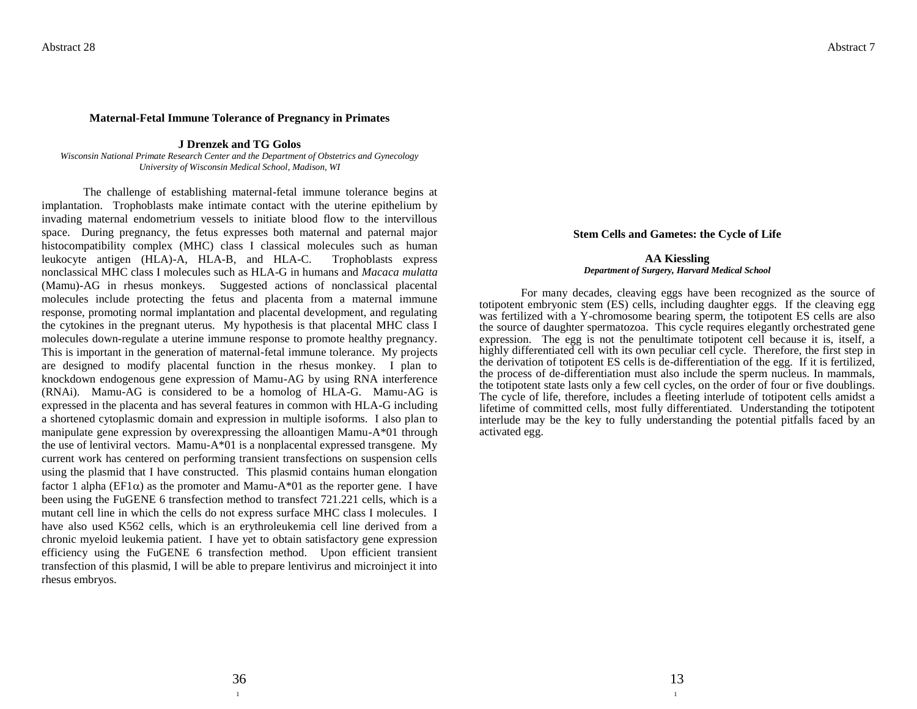Abstract 28

### Maternal-Fetal Immune Tolerance of Pregnancy in Primates

**J Drenzek and TG Golos**

*Wisconsin National Primate Research Center and the Department of Obstetrics and Gynecology*
*University of Wisconsin Medical School, Madison, WI*

The challenge of establishing maternal-fetal immune tolerance begins at implantation. Trophoblasts make intimate contact with the uterine epithelium by invading maternal endometrium vessels to initiate blood flow to the intervillous space. During pregnancy, the fetus expresses both maternal and paternal major histocompatibility complex (MHC) class I classical molecules such as human leukocyte antigen (HLA)-A, HLA-B, and HLA-C. Trophoblasts express nonclassical MHC class I molecules such as HLA-G in humans and *Macaca mulatta* (Mamu)-AG in rhesus monkeys. Suggested actions of nonclassical placental molecules include protecting the fetus and placenta from a maternal immune response, promoting normal implantation and placental development, and regulating the cytokines in the pregnant uterus. My hypothesis is that placental MHC class I molecules down-regulate a uterine immune response to promote healthy pregnancy. This is important in the generation of maternal-fetal immune tolerance. My projects are designed to modify placental function in the rhesus monkey. I plan to knockdown endogenous gene expression of Mamu-AG by using RNA interference (RNAi). Mamu-AG is considered to be a homolog of HLA-G. Mamu-AG is expressed in the placenta and has several features in common with HLA-G including a shortened cytoplasmic domain and expression in multiple isoforms. I also plan to manipulate gene expression by overexpressing the alloantigen Mamu-A*01 through the use of lentiviral vectors. Mamu-A*01 is a nonplacental expressed transgene. My current work has centered on performing transient transfections on suspension cells using the plasmid that I have constructed. This plasmid contains human elongation factor 1 alpha (EF1$\alpha$) as the promoter and Mamu-A*01 as the reporter gene. I have been using the FuGENE 6 transfection method to transfect 721.221 cells, which is a mutant cell line in which the cells do not express surface MHC class I molecules. I have also used K562 cells, which is an erythroleukemia cell line derived from a chronic myeloid leukemia patient. I have yet to obtain satisfactory gene expression efficiency using the FuGENE 6 transfection method. Upon efficient transient transfection of this plasmid, I will be able to prepare lentivirus and microinject it into rhesus embryos.

Abstract 7

### Stem Cells and Gametes: the Cycle of Life

**AA Kiessling**

***Department of Surgery, Harvard Medical School***

For many decades, cleaving eggs have been recognized as the source of totipotent embryonic stem (ES) cells, including daughter eggs. If the cleaving egg was fertilized with a Y-chromosome bearing sperm, the totipotent ES cells are also the source of daughter spermatozoa. This cycle requires elegantly orchestrated gene expression. The egg is not the penultimate totipotent cell because it is, itself, a highly differentiated cell with its own peculiar cell cycle. Therefore, the first step in the derivation of totipotent ES cells is de-differentiation of the egg. If it is fertilized, the process of de-differentiation must also include the sperm nucleus. In mammals, the totipotent state lasts only a few cell cycles, on the order of four or five doublings. The cycle of life, therefore, includes a fleeting interlude of totipotent cells amidst a lifetime of committed cells, most fully differentiated. Understanding the totipotent interlude may be the key to fully understanding the potential pitfalls faced by an activated egg.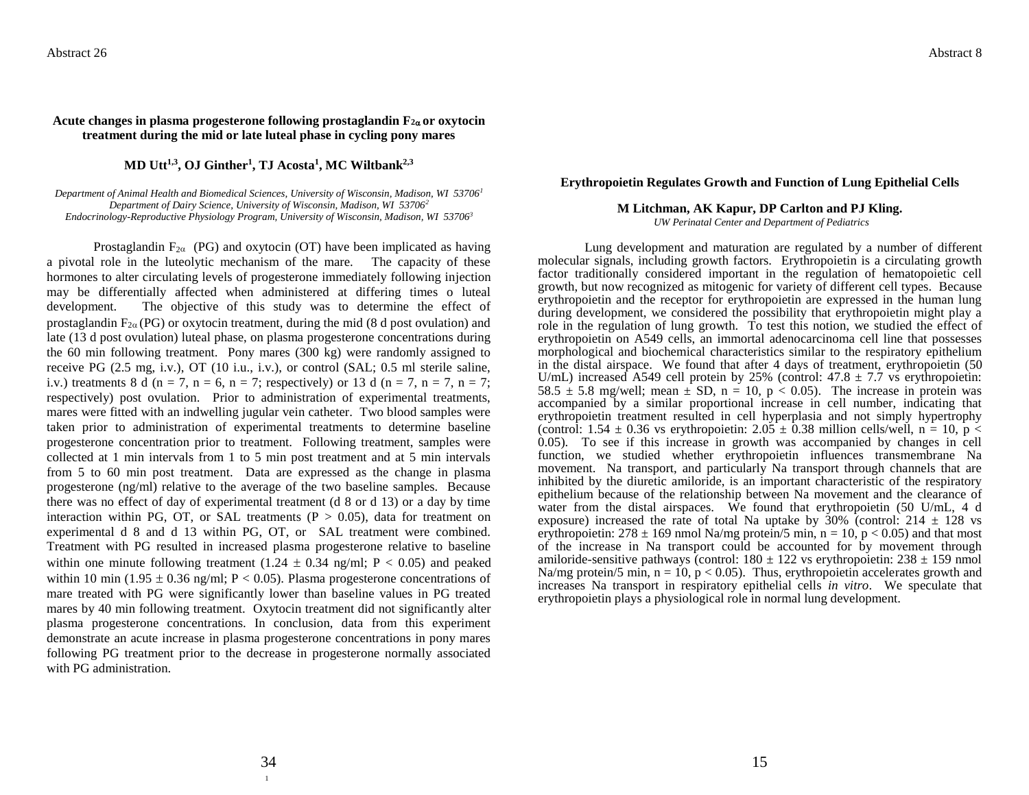Abstract 26

### Acute changes in plasma progesterone following prostaglandin $F_{2\alpha}$ or oxytocin treatment during the mid or late luteal phase in cycling pony mares

**MD Utt[1,3], OJ Ginther[1], TJ Acosta[1], MC Wiltbank[2,3]**

*Department of Animal Health and Biomedical Sciences, University of Wisconsin, Madison, WI 53706[1]*
*Department of Dairy Science, University of Wisconsin, Madison, WI 53706[2]*
*Endocrinology-Reproductive Physiology Program, University of Wisconsin, Madison, WI 53706[3]*

Prostaglandin $F_{2\alpha}$ (PG) and oxytocin (OT) have been implicated as having a pivotal role in the luteolytic mechanism of the mare. The capacity of these hormones to alter circulating levels of progesterone immediately following injection may be differentially affected when administered at differing times o luteal development. The objective of this study was to determine the effect of prostaglandin $F_{2\alpha}$ (PG) or oxytocin treatment, during the mid (8 d post ovulation) and late (13 d post ovulation) luteal phase, on plasma progesterone concentrations during the 60 min following treatment. Pony mares (300 kg) were randomly assigned to receive PG (2.5 mg, i.v.), OT (10 i.u., i.v.), or control (SAL; 0.5 ml sterile saline, i.v.) treatments 8 d (n = 7, n = 6, n = 7; respectively) or 13 d (n = 7, n = 7, n = 7; respectively) post ovulation. Prior to administration of experimental treatments, mares were fitted with an indwelling jugular vein catheter. Two blood samples were taken prior to administration of experimental treatments to determine baseline progesterone concentration prior to treatment. Following treatment, samples were collected at 1 min intervals from 1 to 5 min post treatment and at 5 min intervals from 5 to 60 min post treatment. Data are expressed as the change in plasma progesterone (ng/ml) relative to the average of the two baseline samples. Because there was no effect of day of experimental treatment (d 8 or d 13) or a day by time interaction within PG, OT, or SAL treatments ($P > 0.05$), data for treatment on experimental d 8 and d 13 within PG, OT, or SAL treatment were combined. Treatment with PG resulted in increased plasma progesterone relative to baseline within one minute following treatment ($1.24 \pm 0.34$ ng/ml; $P < 0.05$) and peaked within 10 min ($1.95 \pm 0.36$ ng/ml; $P < 0.05$). Plasma progesterone concentrations of mare treated with PG were significantly lower than baseline values in PG treated mares by 40 min following treatment. Oxytocin treatment did not significantly alter plasma progesterone concentrations. In conclusion, data from this experiment demonstrate an acute increase in plasma progesterone concentrations in pony mares following PG treatment prior to the decrease in progesterone normally associated with PG administration.

Abstract 8

### Erythropoietin Regulates Growth and Function of Lung Epithelial Cells

**M Litchman, AK Kapur, DP Carlton and PJ Kling.**

*UW Perinatal Center and Department of Pediatrics*

Lung development and maturation are regulated by a number of different molecular signals, including growth factors. Erythropoietin is a circulating growth factor traditionally considered important in the regulation of hematopoietic cell growth, but now recognized as mitogenic for variety of different cell types. Because erythropoietin and the receptor for erythropoietin are expressed in the human lung during development, we considered the possibility that erythropoietin might play a role in the regulation of lung growth. To test this notion, we studied the effect of erythropoietin on A549 cells, an immortal adenocarcinoma cell line that possesses morphological and biochemical characteristics similar to the respiratory epithelium in the distal airspace. We found that after 4 days of treatment, erythropoietin (50 U/mL) increased A549 cell protein by 25% (control: $47.8 \pm 7.7$ vs erythropoietin: $58.5 \pm 5.8$ mg/well; mean ± SD, n = 10, $p < 0.05$). The increase in protein was accompanied by a similar proportional increase in cell number, indicating that erythropoietin treatment resulted in cell hyperplasia and not simply hypertrophy (control: $1.54 \pm 0.36$ vs erythropoietin: $2.05 \pm 0.38$ million cells/well, n = 10, $p < 0.05$). To see if this increase in growth was accompanied by changes in cell function, we studied whether erythropoietin influences transmembrane Na movement. Na transport, and particularly Na transport through channels that are inhibited by the diuretic amiloride, is an important characteristic of the respiratory epithelium because of the relationship between Na movement and the clearance of water from the distal airspaces. We found that erythropoietin (50 U/mL, 4 d exposure) increased the rate of total Na uptake by 30% (control: $214 \pm 128$ vs erythropoietin: $278 \pm 169$ nmol Na/mg protein/5 min, n = 10, $p < 0.05$) and that most of the increase in Na transport could be accounted for by movement through amiloride-sensitive pathways (control: $180 \pm 122$ vs erythropoietin: $238 \pm 159$ nmol Na/mg protein/5 min, n = 10, $p < 0.05$). Thus, erythropoietin accelerates growth and increases Na transport in respiratory epithelial cells *in vitro*. We speculate that erythropoietin plays a physiological role in normal lung development.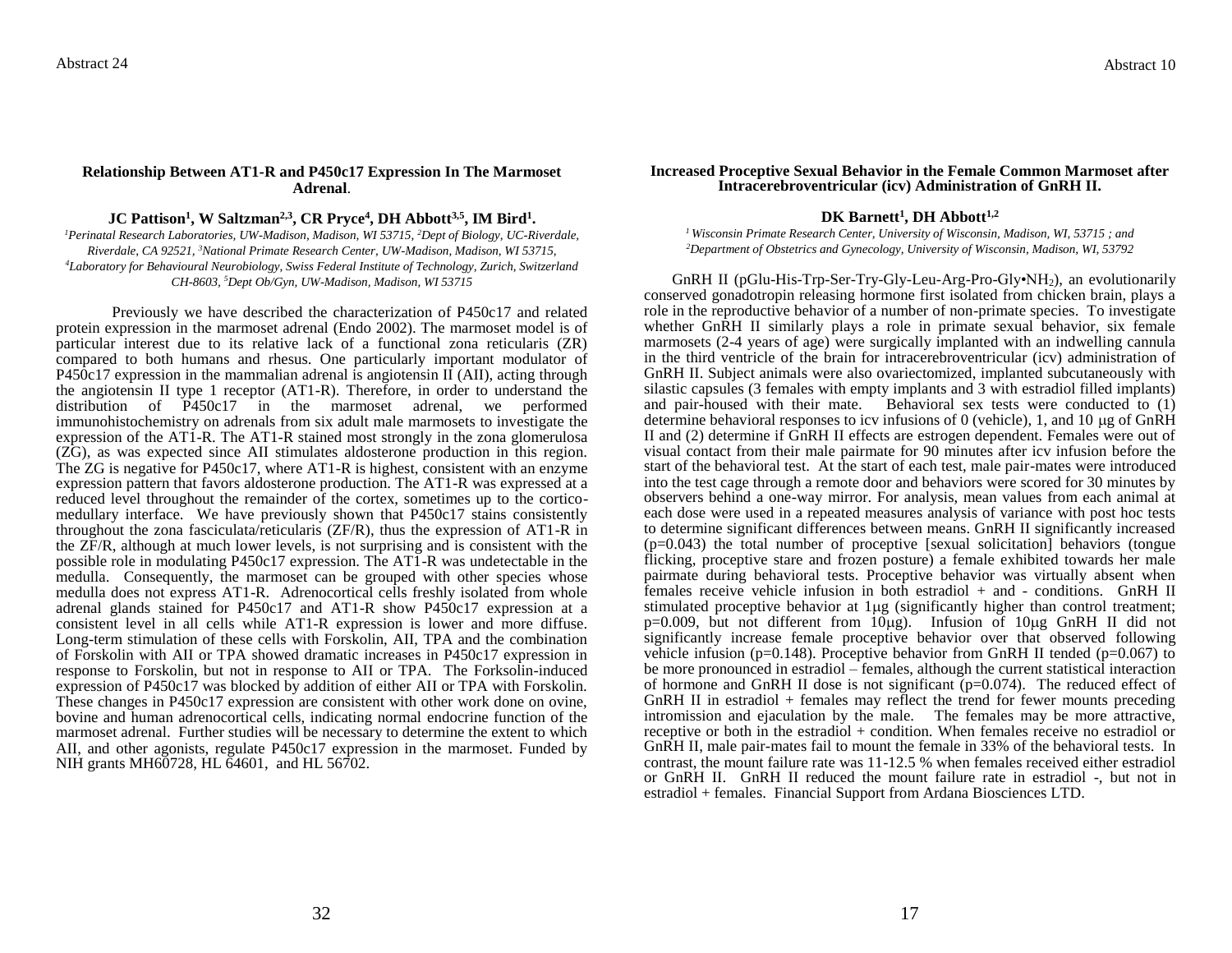### Relationship Between AT1-R and P450c17 Expression In The Marmoset Adrenal.

**JC Pattison[1], W Saltzman[2,3], CR Pryce[4], DH Abbott[3,5], IM Bird[1].**

*[1]Perinatal Research Laboratories, UW-Madison, Madison, WI 53715, [2]Dept of Biology, UC-Riverdale, Riverdale, CA 92521, [3]National Primate Research Center, UW-Madison, Madison, WI 53715, [4]Laboratory for Behavioural Neurobiology, Swiss Federal Institute of Technology, Zurich, Switzerland CH-8603, [5]Dept Ob/Gyn, UW-Madison, Madison, WI 53715*

Previously we have described the characterization of P450c17 and related protein expression in the marmoset adrenal (Endo 2002). The marmoset model is of particular interest due to its relative lack of a functional zona reticularis (ZR) compared to both humans and rhesus. One particularly important modulator of P450c17 expression in the mammalian adrenal is angiotensin II (AII), acting through the angiotensin II type 1 receptor (AT1-R). Therefore, in order to understand the distribution of P450c17 in the marmoset adrenal, we performed immunohistochemistry on adrenals from six adult male marmosets to investigate the expression of the AT1-R. The AT1-R stained most strongly in the zona glomerulosa (ZG), as was expected since AII stimulates aldosterone production in this region. The ZG is negative for P450c17, where AT1-R is highest, consistent with an enzyme expression pattern that favors aldosterone production. The AT1-R was expressed at a reduced level throughout the remainder of the cortex, sometimes up to the cortico-medullary interface. We have previously shown that P450c17 stains consistently throughout the zona fasciculata/reticularis (ZF/R), thus the expression of AT1-R in the ZF/R, although at much lower levels, is not surprising and is consistent with the possible role in modulating P450c17 expression. The AT1-R was undetectable in the medulla. Consequently, the marmoset can be grouped with other species whose medulla does not express AT1-R. Adrenocortical cells freshly isolated from whole adrenal glands stained for P450c17 and AT1-R show P450c17 expression at a consistent level in all cells while AT1-R expression is lower and more diffuse. Long-term stimulation of these cells with Forskolin, AII, TPA and the combination of Forskolin with AII or TPA showed dramatic increases in P450c17 expression in response to Forskolin, but not in response to AII or TPA. The Forksolin-induced expression of P450c17 was blocked by addition of either AII or TPA with Forskolin. These changes in P450c17 expression are consistent with other work done on ovine, bovine and human adrenocortical cells, indicating normal endocrine function of the marmoset adrenal. Further studies will be necessary to determine the extent to which AII, and other agonists, regulate P450c17 expression in the marmoset. Funded by NIH grants MH60728, HL 64601, and HL 56702.

### Increased Proceptive Sexual Behavior in the Female Common Marmoset after Intracerebroventricular (icv) Administration of GnRH II.

**DK Barnett[1], DH Abbott[1,2]**

*[1] Wisconsin Primate Research Center, University of Wisconsin, Madison, WI, 53715 ; and [2]Department of Obstetrics and Gynecology, University of Wisconsin, Madison, WI, 53792*

GnRH II (pGlu-His-Trp-Ser-Try-Gly-Leu-Arg-Pro-Gly•$NH_2$), an evolutionarily conserved gonadotropin releasing hormone first isolated from chicken brain, plays a role in the reproductive behavior of a number of non-primate species. To investigate whether GnRH II similarly plays a role in primate sexual behavior, six female marmosets (2-4 years of age) were surgically implanted with an indwelling cannula in the third ventricle of the brain for intracerebroventricular (icv) administration of GnRH II. Subject animals were also ovariectomized, implanted subcutaneously with silastic capsules (3 females with empty implants and 3 with estradiol filled implants) and pair-housed with their mate. Behavioral sex tests were conducted to (1) determine behavioral responses to icv infusions of 0 (vehicle), 1, and 10 μg of GnRH II and (2) determine if GnRH II effects are estrogen dependent. Females were out of visual contact from their male pairmate for 90 minutes after icv infusion before the start of the behavioral test. At the start of each test, male pair-mates were introduced into the test cage through a remote door and behaviors were scored for 30 minutes by observers behind a one-way mirror. For analysis, mean values from each animal at each dose were used in a repeated measures analysis of variance with post hoc tests to determine significant differences between means. GnRH II significantly increased ($p=0.043$) the total number of proceptive [sexual solicitation] behaviors (tongue flicking, proceptive stare and frozen posture) a female exhibited towards her male pairmate during behavioral tests. Proceptive behavior was virtually absent when females receive vehicle infusion in both estradiol + and - conditions. GnRH II stimulated proceptive behavior at 1μg (significantly higher than control treatment; $p=0.009$, but not different from 10μg). Infusion of 10μg GnRH II did not significantly increase female proceptive behavior over that observed following vehicle infusion ($p=0.148$). Proceptive behavior from GnRH II tended ($p=0.067$) to be more pronounced in estradiol – females, although the current statistical interaction of hormone and GnRH II dose is not significant ($p=0.074$). The reduced effect of GnRH II in estradiol + females may reflect the trend for fewer mounts preceding intromission and ejaculation by the male. The females may be more attractive, receptive or both in the estradiol + condition. When females receive no estradiol or GnRH II, male pair-mates fail to mount the female in 33% of the behavioral tests. In contrast, the mount failure rate was 11-12.5 % when females received either estradiol or GnRH II. GnRH II reduced the mount failure rate in estradiol -, but not in estradiol + females. Financial Support from Ardana Biosciences LTD.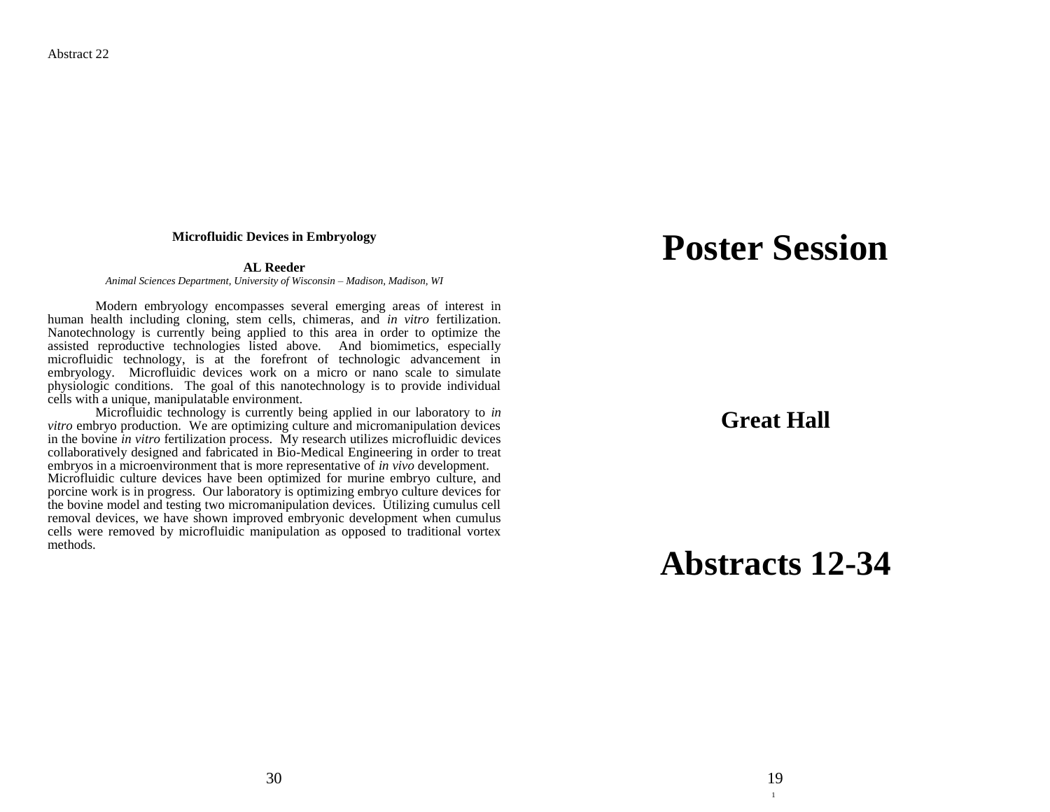Abstract 22

### Microfluidic Devices in Embryology

**AL Reeder**

*Animal Sciences Department, University of Wisconsin – Madison, Madison, WI*

Modern embryology encompasses several emerging areas of interest in human health including cloning, stem cells, chimeras, and *in vitro* fertilization. Nanotechnology is currently being applied to this area in order to optimize the assisted reproductive technologies listed above. And biomimetics, especially microfluidic technology, is at the forefront of technologic advancement in embryology. Microfluidic devices work on a micro or nano scale to simulate physiologic conditions. The goal of this nanotechnology is to provide individual cells with a unique, manipulatable environment.

Microfluidic technology is currently being applied in our laboratory to *in vitro* embryo production. We are optimizing culture and micromanipulation devices in the bovine *in vitro* fertilization process. My research utilizes microfluidic devices collaboratively designed and fabricated in Bio-Medical Engineering in order to treat embryos in a microenvironment that is more representative of *in vivo* development. Microfluidic culture devices have been optimized for murine embryo culture, and porcine work is in progress. Our laboratory is optimizing embryo culture devices for the bovine model and testing two micromanipulation devices. Utilizing cumulus cell removal devices, we have shown improved embryonic development when cumulus cells were removed by microfluidic manipulation as opposed to traditional vortex methods.

# Poster Session

## Great Hall

# Abstracts 12-34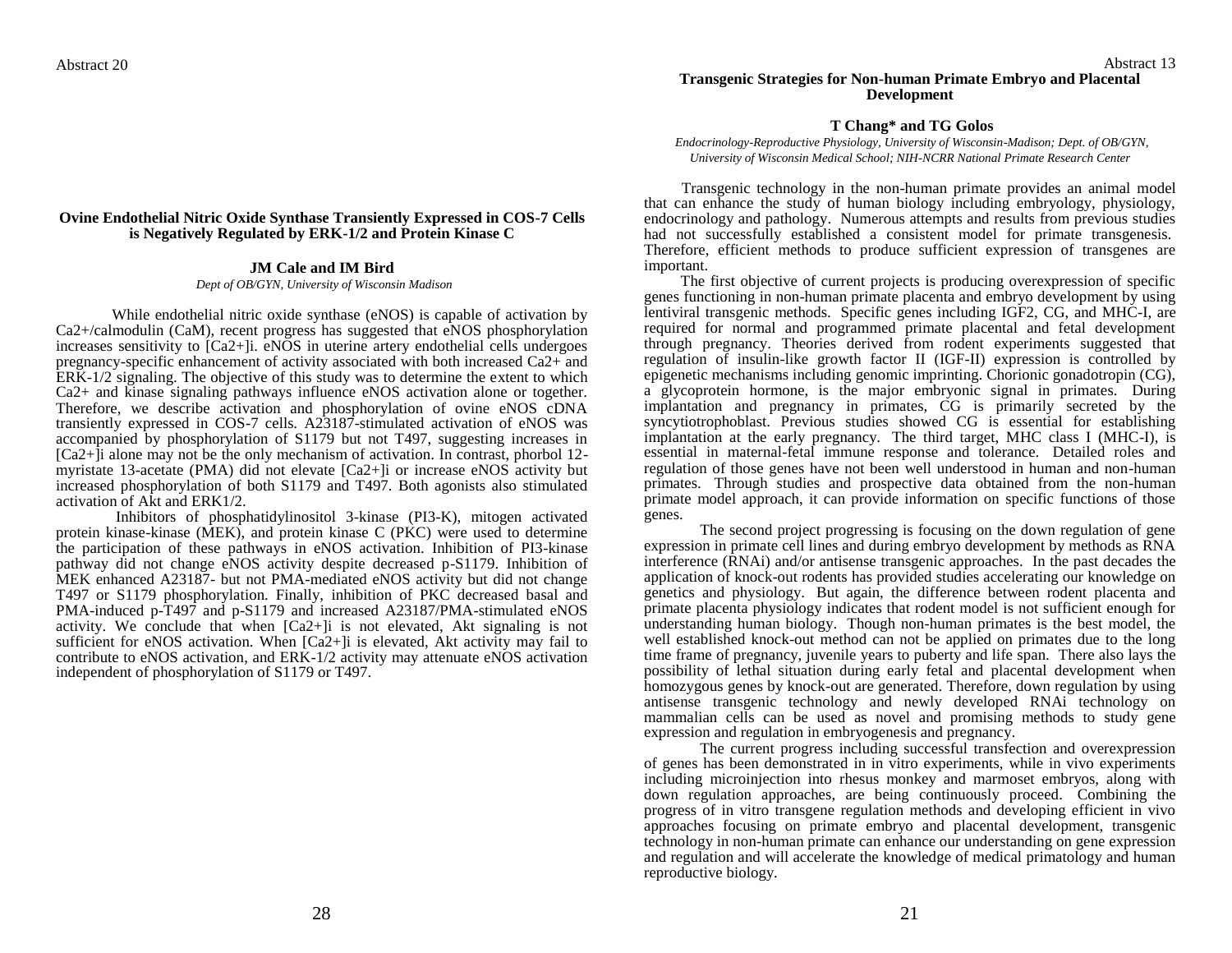Abstract 20

## Ovine Endothelial Nitric Oxide Synthase Transiently Expressed in COS-7 Cells is Negatively Regulated by ERK-1/2 and Protein Kinase C

**JM Cale and IM Bird**

*Dept of OB/GYN, University of Wisconsin Madison*

While endothelial nitric oxide synthase (eNOS) is capable of activation by $Ca^{2+}$/calmodulin (CaM), recent progress has suggested that eNOS phosphorylation increases sensitivity to $[Ca^{2+}]_i$. eNOS in uterine artery endothelial cells undergoes pregnancy-specific enhancement of activity associated with both increased $Ca^{2+}$ and ERK-1/2 signaling. The objective of this study was to determine the extent to which $Ca^{2+}$ and kinase signaling pathways influence eNOS activation alone or together. Therefore, we describe activation and phosphorylation of ovine eNOS cDNA transiently expressed in COS-7 cells. A23187-stimulated activation of eNOS was accompanied by phosphorylation of S1179 but not T497, suggesting increases in $[Ca^{2+}]_i$ alone may not be the only mechanism of activation. In contrast, phorbol 12-myristate 13-acetate (PMA) did not elevate $[Ca^{2+}]_i$ or increase eNOS activity but increased phosphorylation of both S1179 and T497. Both agonists also stimulated activation of Akt and ERK1/2.

Inhibitors of phosphatidylinositol 3-kinase (PI3-K), mitogen activated protein kinase-kinase (MEK), and protein kinase C (PKC) were used to determine the participation of these pathways in eNOS activation. Inhibition of PI3-kinase pathway did not change eNOS activity despite decreased p-S1179. Inhibition of MEK enhanced A23187- but not PMA-mediated eNOS activity but did not change T497 or S1179 phosphorylation. Finally, inhibition of PKC decreased basal and PMA-induced p-T497 and p-S1179 and increased A23187/PMA-stimulated eNOS activity. We conclude that when $[Ca^{2+}]_i$ is not elevated, Akt signaling is not sufficient for eNOS activation. When $[Ca^{2+}]_i$ is elevated, Akt activity may fail to contribute to eNOS activation, and ERK-1/2 activity may attenuate eNOS activation independent of phosphorylation of S1179 or T497.

Abstract 13

## Transgenic Strategies for Non-human Primate Embryo and Placental Development

**T Chang* and TG Golos**

*Endocrinology-Reproductive Physiology, University of Wisconsin-Madison; Dept. of OB/GYN, University of Wisconsin Medical School; NIH-NCRR National Primate Research Center*

Transgenic technology in the non-human primate provides an animal model that can enhance the study of human biology including embryology, physiology, endocrinology and pathology. Numerous attempts and results from previous studies had not successfully established a consistent model for primate transgenesis. Therefore, efficient methods to produce sufficient expression of transgenes are important.

The first objective of current projects is producing overexpression of specific genes functioning in non-human primate placenta and embryo development by using lentiviral transgenic methods. Specific genes including IGF2, CG, and MHC-I, are required for normal and programmed primate placental and fetal development through pregnancy. Theories derived from rodent experiments suggested that regulation of insulin-like growth factor II (IGF-II) expression is controlled by epigenetic mechanisms including genomic imprinting. Chorionic gonadotropin (CG), a glycoprotein hormone, is the major embryonic signal in primates. During implantation and pregnancy in primates, CG is primarily secreted by the syncytiotrophoblast. Previous studies showed CG is essential for establishing implantation at the early pregnancy. The third target, MHC class I (MHC-I), is essential in maternal-fetal immune response and tolerance. Detailed roles and regulation of those genes have not been well understood in human and non-human primates. Through studies and prospective data obtained from the non-human primate model approach, it can provide information on specific functions of those genes.

The second project progressing is focusing on the down regulation of gene expression in primate cell lines and during embryo development by methods as RNA interference (RNAi) and/or antisense transgenic approaches. In the past decades the application of knock-out rodents has provided studies accelerating our knowledge on genetics and physiology. But again, the difference between rodent placenta and primate placenta physiology indicates that rodent model is not sufficient enough for understanding human biology. Though non-human primates is the best model, the well established knock-out method can not be applied on primates due to the long time frame of pregnancy, juvenile years to puberty and life span. There also lays the possibility of lethal situation during early fetal and placental development when homozygous genes by knock-out are generated. Therefore, down regulation by using antisense transgenic technology and newly developed RNAi technology on mammalian cells can be used as novel and promising methods to study gene expression and regulation in embryogenesis and pregnancy.

The current progress including successful transfection and overexpression of genes has been demonstrated in in vitro experiments, while in vivo experiments including microinjection into rhesus monkey and marmoset embryos, along with down regulation approaches, are being continuously proceed. Combining the progress of in vitro transgene regulation methods and developing efficient in vivo approaches focusing on primate embryo and placental development, transgenic technology in non-human primate can enhance our understanding on gene expression and regulation and will accelerate the knowledge of medical primatology and human reproductive biology.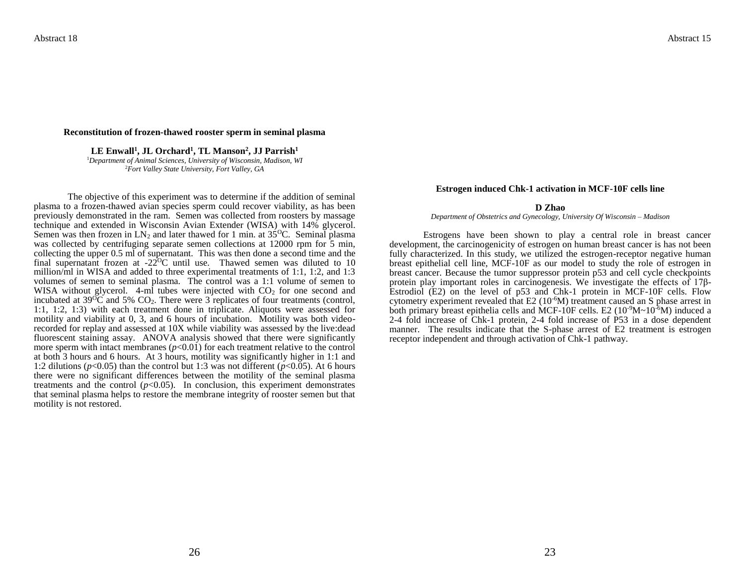## Reconstitution of frozen-thawed rooster sperm in seminal plasma

**LE Enwall[1], JL Orchard[1], TL Manson[2], JJ Parrish[1]**

[1]*Department of Animal Sciences, University of Wisconsin, Madison, WI*
[2]*Fort Valley State University, Fort Valley, GA*

The objective of this experiment was to determine if the addition of seminal plasma to a frozen-thawed avian species sperm could recover viability, as has been previously demonstrated in the ram. Semen was collected from roosters by massage technique and extended in Wisconsin Avian Extender (WISA) with 14% glycerol. Semen was then frozen in $LN_2$ and later thawed for 1 min. at $35^{O}C$. Seminal plasma was collected by centrifuging separate semen collections at 12000 rpm for 5 min, collecting the upper 0.5 ml of supernatant. This was then done a second time and the final supernatant frozen at $-22^{O}C$ until use. Thawed semen was diluted to 10 million/ml in WISA and added to three experimental treatments of 1:1, 1:2, and 1:3 volumes of semen to seminal plasma. The control was a 1:1 volume of semen to WISA without glycerol. 4-ml tubes were injected with $CO_2$ for one second and incubated at $39^{O}C$ and 5% $CO_2$. There were 3 replicates of four treatments (control, 1:1, 1:2, 1:3) with each treatment done in triplicate. Aliquots were assessed for motility and viability at 0, 3, and 6 hours of incubation. Motility was both video-recorded for replay and assessed at 10X while viability was assessed by the live:dead fluorescent staining assay. ANOVA analysis showed that there were significantly more sperm with intact membranes ($p<0.01$) for each treatment relative to the control at both 3 hours and 6 hours. At 3 hours, motility was significantly higher in 1:1 and 1:2 dilutions ($p<0.05$) than the control but 1:3 was not different ($p<0.05$). At 6 hours there were no significant differences between the motility of the seminal plasma treatments and the control ($p<0.05$). In conclusion, this experiment demonstrates that seminal plasma helps to restore the membrane integrity of rooster semen but that motility is not restored.

## Estrogen induced Chk-1 activation in MCF-10F cells line

**D Zhao**

*Department of Obstetrics and Gynecology, University Of Wisconsin – Madison*

Estrogens have been shown to play a central role in breast cancer development, the carcinogenicity of estrogen on human breast cancer is has not been fully characterized. In this study, we utilized the estrogen-receptor negative human breast epithelial cell line, MCF-10F as our model to study the role of estrogen in breast cancer. Because the tumor suppressor protein p53 and cell cycle checkpoints protein play important roles in carcinogenesis. We investigate the effects of 17β-Estrodiol (E2) on the level of p53 and Chk-1 protein in MCF-10F cells. Flow cytometry experiment revealed that E2 ($10^{-6}$M) treatment caused an S phase arrest in both primary breast epithelia cells and MCF-10F cells. E2 ($10^{-9}$M~$10^{-6}$M) induced a 2-4 fold increase of Chk-1 protein, 2-4 fold increase of P53 in a dose dependent manner. The results indicate that the S-phase arrest of E2 treatment is estrogen receptor independent and through activation of Chk-1 pathway.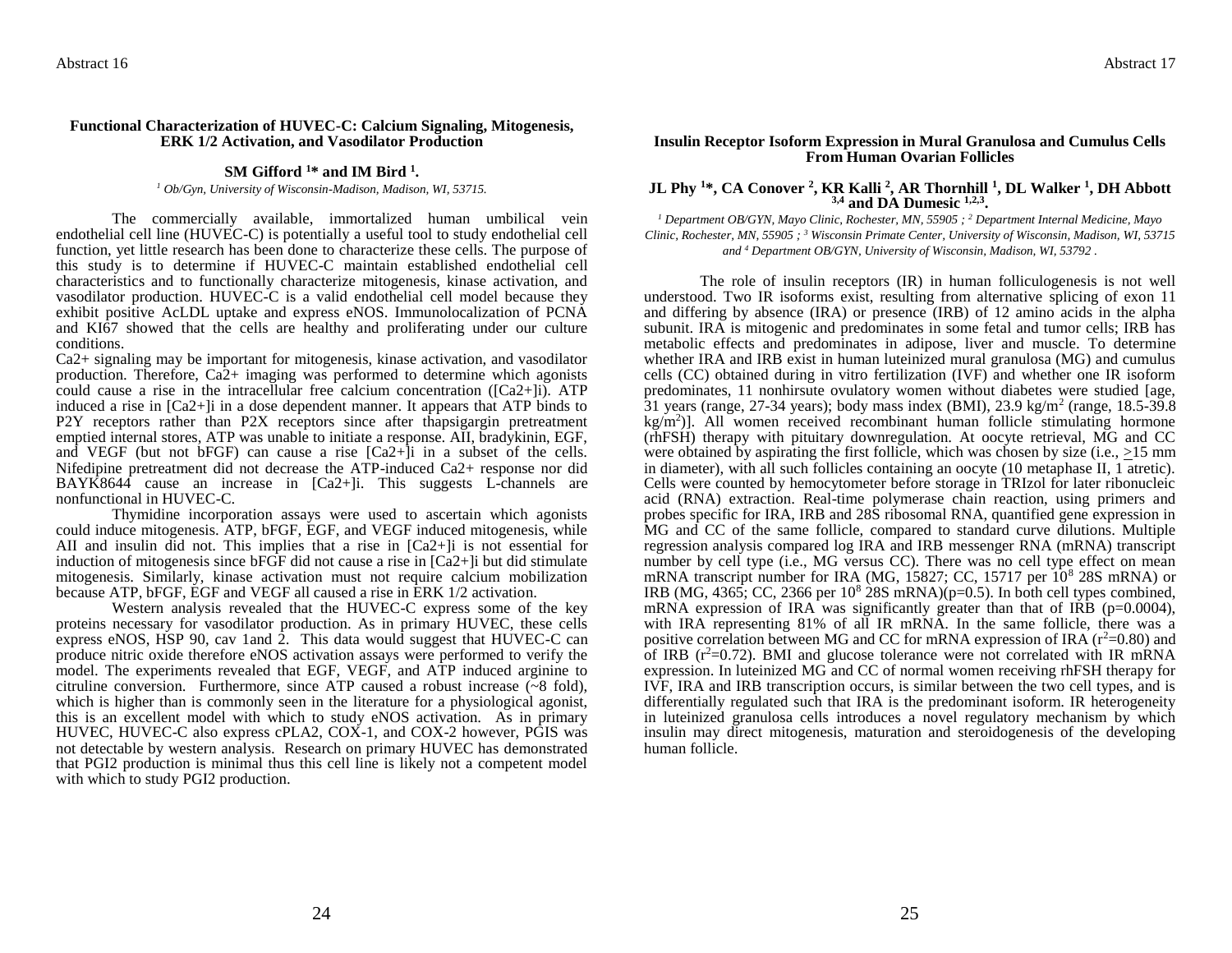### Functional Characterization of HUVEC-C: Calcium Signaling, Mitogenesis, ERK 1/2 Activation, and Vasodilator Production

**SM Gifford [1]* and IM Bird [1].**

*[1] Ob/Gyn, University of Wisconsin-Madison, Madison, WI, 53715.*

The commercially available, immortalized human umbilical vein endothelial cell line (HUVEC-C) is potentially a useful tool to study endothelial cell function, yet little research has been done to characterize these cells. The purpose of this study is to determine if HUVEC-C maintain established endothelial cell characteristics and to functionally characterize mitogenesis, kinase activation, and vasodilator production. HUVEC-C is a valid endothelial cell model because they exhibit positive AcLDL uptake and express eNOS. Immunolocalization of PCNA and KI67 showed that the cells are healthy and proliferating under our culture conditions.

$Ca2+$ signaling may be important for mitogenesis, kinase activation, and vasodilator production. Therefore, $Ca2+$ imaging was performed to determine which agonists could cause a rise in the intracellular free calcium concentration ([Ca2+]i). ATP induced a rise in [Ca2+]i in a dose dependent manner. It appears that ATP binds to P2Y receptors rather than P2X receptors since after thapsigargin pretreatment emptied internal stores, ATP was unable to initiate a response. AII, bradykinin, EGF, and VEGF (but not bFGF) can cause a rise [Ca2+]i in a subset of the cells. Nifedipine pretreatment did not decrease the ATP-induced $Ca2+$ response nor did BAYK8644 cause an increase in [Ca2+]i. This suggests L-channels are nonfunctional in HUVEC-C.

Thymidine incorporation assays were used to ascertain which agonists could induce mitogenesis. ATP, bFGF, EGF, and VEGF induced mitogenesis, while AII and insulin did not. This implies that a rise in [Ca2+]i is not essential for induction of mitogenesis since bFGF did not cause a rise in [Ca2+]i but did stimulate mitogenesis. Similarly, kinase activation must not require calcium mobilization because ATP, bFGF, EGF and VEGF all caused a rise in ERK 1/2 activation.

Western analysis revealed that the HUVEC-C express some of the key proteins necessary for vasodilator production. As in primary HUVEC, these cells express eNOS, HSP 90, cav 1and 2. This data would suggest that HUVEC-C can produce nitric oxide therefore eNOS activation assays were performed to verify the model. The experiments revealed that EGF, VEGF, and ATP induced arginine to citruline conversion. Furthermore, since ATP caused a robust increase (~8 fold), which is higher than is commonly seen in the literature for a physiological agonist, this is an excellent model with which to study eNOS activation. As in primary HUVEC, HUVEC-C also express cPLA2, COX-1, and COX-2 however, PGIS was not detectable by western analysis. Research on primary HUVEC has demonstrated that PGI2 production is minimal thus this cell line is likely not a competent model with which to study PGI2 production.

### Insulin Receptor Isoform Expression in Mural Granulosa and Cumulus Cells From Human Ovarian Follicles

**JL Phy [1]*, CA Conover [2], KR Kalli [2], AR Thornhill [1], DL Walker [1], DH Abbott [3,4] and DA Dumesic [1,2,3].**

*[1] Department OB/GYN, Mayo Clinic, Rochester, MN, 55905 ; [2] Department Internal Medicine, Mayo Clinic, Rochester, MN, 55905 ; [3] Wisconsin Primate Center, University of Wisconsin, Madison, WI, 53715 and [4] Department OB/GYN, University of Wisconsin, Madison, WI, 53792 .*

The role of insulin receptors (IR) in human folliculogenesis is not well understood. Two IR isoforms exist, resulting from alternative splicing of exon 11 and differing by absence (IRA) or presence (IRB) of 12 amino acids in the alpha subunit. IRA is mitogenic and predominates in some fetal and tumor cells; IRB has metabolic effects and predominates in adipose, liver and muscle. To determine whether IRA and IRB exist in human luteinized mural granulosa (MG) and cumulus cells (CC) obtained during in vitro fertilization (IVF) and whether one IR isoform predominates, 11 nonhirsute ovulatory women without diabetes were studied [age, 31 years (range, 27-34 years); body mass index (BMI), 23.9 $kg/m^2$ (range, 18.5-39.8 $kg/m^2$)]. All women received recombinant human follicle stimulating hormone (rhFSH) therapy with pituitary downregulation. At oocyte retrieval, MG and CC were obtained by aspirating the first follicle, which was chosen by size (i.e., $\geq$15 mm in diameter), with all such follicles containing an oocyte (10 metaphase II, 1 atretic). Cells were counted by hemocytometer before storage in TRIzol for later ribonucleic acid (RNA) extraction. Real-time polymerase chain reaction, using primers and probes specific for IRA, IRB and 28S ribosomal RNA, quantified gene expression in MG and CC of the same follicle, compared to standard curve dilutions. Multiple regression analysis compared log IRA and IRB messenger RNA (mRNA) transcript number by cell type (i.e., MG versus CC). There was no cell type effect on mean mRNA transcript number for IRA (MG, 15827; CC, 15717 per $10^8$ 28S mRNA) or IRB (MG, 4365; CC, 2366 per $10^8$ 28S mRNA)($p$=0.5). In both cell types combined, mRNA expression of IRA was significantly greater than that of IRB ($p$=0.0004), with IRA representing 81% of all IR mRNA. In the same follicle, there was a positive correlation between MG and CC for mRNA expression of IRA ($r^2$=0.80) and of IRB ($r^2$=0.72). BMI and glucose tolerance were not correlated with IR mRNA expression. In luteinized MG and CC of normal women receiving rhFSH therapy for IVF, IRA and IRB transcription occurs, is similar between the two cell types, and is differentially regulated such that IRA is the predominant isoform. IR heterogeneity in luteinized granulosa cells introduces a novel regulatory mechanism by which insulin may direct mitogenesis, maturation and steroidogenesis of the developing human follicle.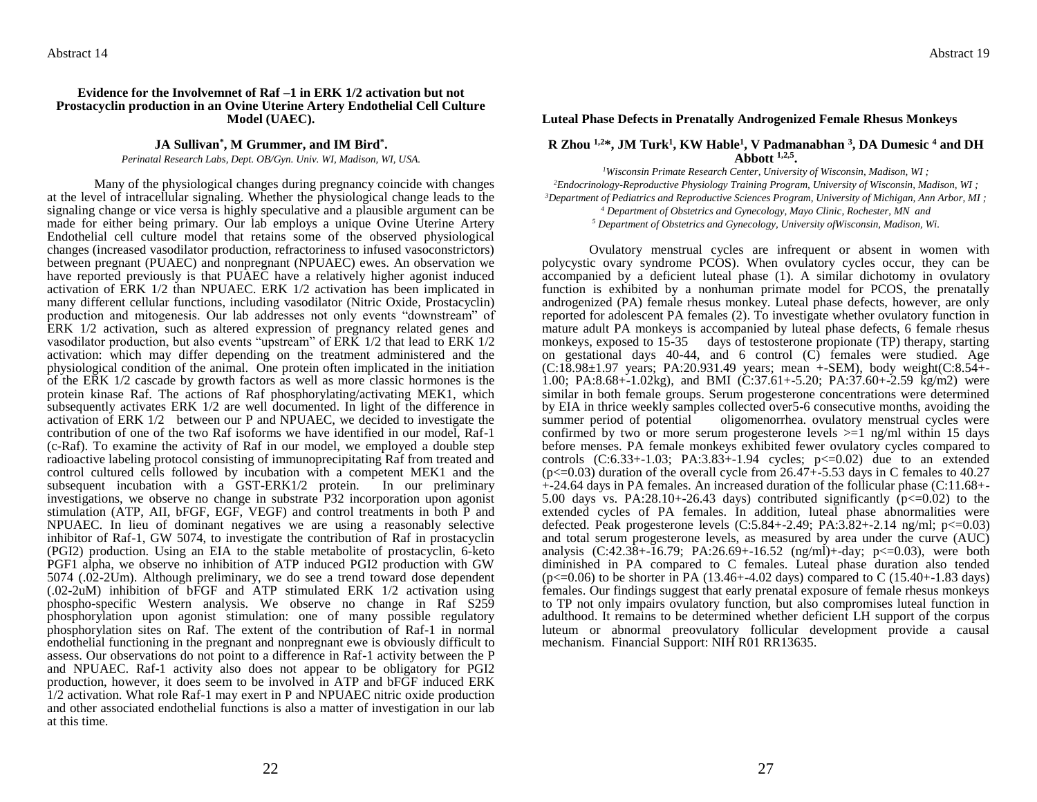Abstract 14

## Evidence for the Involvemnet of Raf –1 in ERK 1/2 activation but not Prostacyclin production in an Ovine Uterine Artery Endothelial Cell Culture Model (UAEC).

**JA Sullivan*, M Grummer, and IM Bird*.**

*Perinatal Research Labs, Dept. OB/Gyn. Univ. WI, Madison, WI, USA.*

Many of the physiological changes during pregnancy coincide with changes at the level of intracellular signaling. Whether the physiological change leads to the signaling change or vice versa is highly speculative and a plausible argument can be made for either being primary. Our lab employs a unique Ovine Uterine Artery Endothelial cell culture model that retains some of the observed physiological changes (increased vasodilator production, refractoriness to infused vasoconstrictors) between pregnant (PUAEC) and nonpregnant (NPUAEC) ewes. An observation we have reported previously is that PUAEC have a relatively higher agonist induced activation of ERK 1/2 than NPUAEC. ERK 1/2 activation has been implicated in many different cellular functions, including vasodilator (Nitric Oxide, Prostacyclin) production and mitogenesis. Our lab addresses not only events "downstream" of ERK 1/2 activation, such as altered expression of pregnancy related genes and vasodilator production, but also events "upstream" of ERK 1/2 that lead to ERK 1/2 activation: which may differ depending on the treatment administered and the physiological condition of the animal. One protein often implicated in the initiation of the ERK 1/2 cascade by growth factors as well as more classic hormones is the protein kinase Raf. The actions of Raf phosphorylating/activating MEK1, which subsequently activates ERK 1/2 are well documented. In light of the difference in activation of ERK 1/2 between our P and NPUAEC, we decided to investigate the contribution of one of the two Raf isoforms we have identified in our model, Raf-1 (c-Raf). To examine the activity of Raf in our model, we employed a double step radioactive labeling protocol consisting of immunoprecipitating Raf from treated and control cultured cells followed by incubation with a competent MEK1 and the subsequent incubation with a GST-ERK1/2 protein. In our preliminary investigations, we observe no change in substrate P32 incorporation upon agonist stimulation (ATP, AII, bFGF, EGF, VEGF) and control treatments in both P and NPUAEC. In lieu of dominant negatives we are using a reasonably selective inhibitor of Raf-1, GW 5074, to investigate the contribution of Raf in prostacyclin (PGI2) production. Using an EIA to the stable metabolite of prostacyclin, 6-keto PGF1 alpha, we observe no inhibition of ATP induced PGI2 production with GW 5074 (.02-2Um). Although preliminary, we do see a trend toward dose dependent (.02-2uM) inhibition of bFGF and ATP stimulated ERK 1/2 activation using phospho-specific Western analysis. We observe no change in Raf S259 phosphorylation upon agonist stimulation: one of many possible regulatory phosphorylation sites on Raf. The extent of the contribution of Raf-1 in normal endothelial functioning in the pregnant and nonpregnant ewe is obviously difficult to assess. Our observations do not point to a difference in Raf-1 activity between the P and NPUAEC. Raf-1 activity also does not appear to be obligatory for PGI2 production, however, it does seem to be involved in ATP and bFGF induced ERK 1/2 activation. What role Raf-1 may exert in P and NPUAEC nitric oxide production and other associated endothelial functions is also a matter of investigation in our lab at this time.

Abstract 19

## Luteal Phase Defects in Prenatally Androgenized Female Rhesus Monkeys

**R Zhou [1,2]*, JM Turk[1], KW Hable[1], V Padmanabhan [3], DA Dumesic [4] and DH Abbott [1,2,5].**

*[1]Wisconsin Primate Research Center, University of Wisconsin, Madison, WI ;*
*[2]Endocrinology-Reproductive Physiology Training Program, University of Wisconsin, Madison, WI ;*
*[3]Department of Pediatrics and Reproductive Sciences Program, University of Michigan, Ann Arbor, MI ;*
*[4] Department of Obstetrics and Gynecology, Mayo Clinic, Rochester, MN and*
*[5] Department of Obstetrics and Gynecology, University ofWisconsin, Madison, Wi.*

Ovulatory menstrual cycles are infrequent or absent in women with polycystic ovary syndrome PCOS). When ovulatory cycles occur, they can be accompanied by a deficient luteal phase (1). A similar dichotomy in ovulatory function is exhibited by a nonhuman primate model for PCOS, the prenatally androgenized (PA) female rhesus monkey. Luteal phase defects, however, are only reported for adolescent PA females (2). To investigate whether ovulatory function in mature adult PA monkeys is accompanied by luteal phase defects, 6 female rhesus monkeys, exposed to 15-35 days of testosterone propionate (TP) therapy, starting on gestational days 40-44, and 6 control (C) females were studied. Age (C:18.98±1.97 years; PA:20.931.49 years; mean +-SEM), body weight(C:8.54+-1.00; PA:8.68+-1.02kg), and BMI (C:37.61+-5.20; PA:37.60+-2.59 kg/m2) were similar in both female groups. Serum progesterone concentrations were determined by EIA in thrice weekly samples collected over5-6 consecutive months, avoiding the summer period of potential oligomenorrhea. ovulatory menstrual cycles were confirmed by two or more serum progesterone levels >=1 ng/ml within 15 days before menses. PA female monkeys exhibited fewer ovulatory cycles compared to controls (C:6.33+-1.03; PA:3.83+-1.94 cycles; p<=0.02) due to an extended (p<=0.03) duration of the overall cycle from 26.47+-5.53 days in C females to 40.27 +-24.64 days in PA females. An increased duration of the follicular phase (C:11.68+-5.00 days vs. PA:28.10+-26.43 days) contributed significantly (p<=0.02) to the extended cycles of PA females. In addition, luteal phase abnormalities were defected. Peak progesterone levels (C:5.84+-2.49; PA:3.82+-2.14 ng/ml; p<=0.03) and total serum progesterone levels, as measured by area under the curve (AUC) analysis (C:42.38+-16.79; PA:26.69+-16.52 (ng/ml)+-day; p<=0.03), were both diminished in PA compared to C females. Luteal phase duration also tended (p<=0.06) to be shorter in PA (13.46+-4.02 days) compared to C (15.40+-1.83 days) females. Our findings suggest that early prenatal exposure of female rhesus monkeys to TP not only impairs ovulatory function, but also compromises luteal function in adulthood. It remains to be determined whether deficient LH support of the corpus luteum or abnormal preovulatory follicular development provide a causal mechanism. Financial Support: NIH R01 RR13635.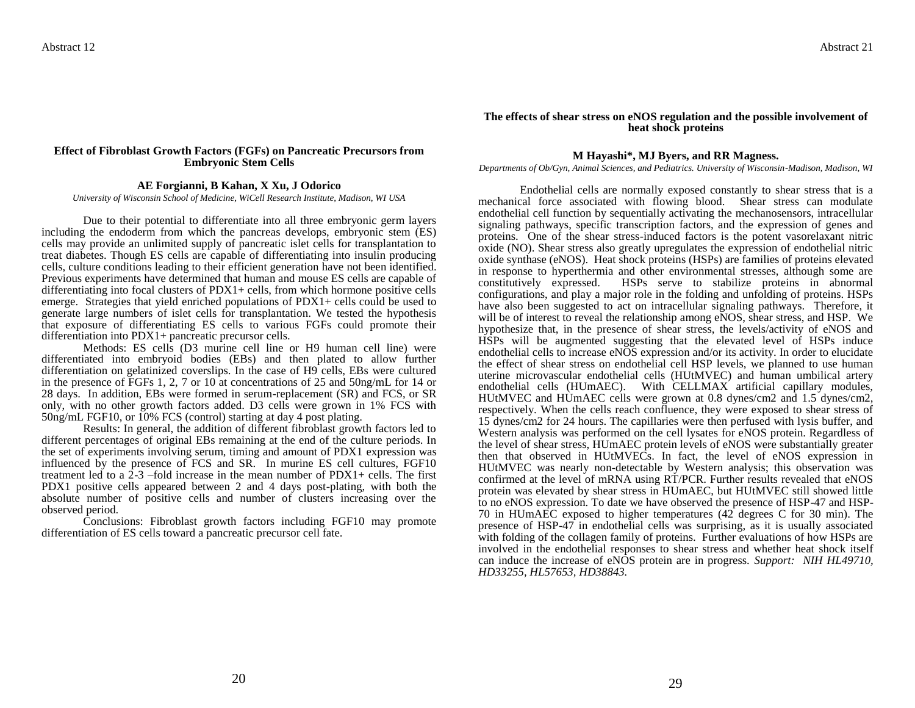Abstract 12

## Effect of Fibroblast Growth Factors (FGFs) on Pancreatic Precursors from Embryonic Stem Cells

**AE Forgianni, B Kahan, X Xu, J Odorico**

*University of Wisconsin School of Medicine, WiCell Research Institute, Madison, WI USA*

Due to their potential to differentiate into all three embryonic germ layers including the endoderm from which the pancreas develops, embryonic stem (ES) cells may provide an unlimited supply of pancreatic islet cells for transplantation to treat diabetes. Though ES cells are capable of differentiating into insulin producing cells, culture conditions leading to their efficient generation have not been identified. Previous experiments have determined that human and mouse ES cells are capable of differentiating into focal clusters of PDX1+ cells, from which hormone positive cells emerge. Strategies that yield enriched populations of PDX1+ cells could be used to generate large numbers of islet cells for transplantation. We tested the hypothesis that exposure of differentiating ES cells to various FGFs could promote their differentiation into PDX1+ pancreatic precursor cells.

Methods: ES cells (D3 murine cell line or H9 human cell line) were differentiated into embryoid bodies (EBs) and then plated to allow further differentiation on gelatinized coverslips. In the case of H9 cells, EBs were cultured in the presence of FGFs 1, 2, 7 or 10 at concentrations of 25 and 50ng/mL for 14 or 28 days. In addition, EBs were formed in serum-replacement (SR) and FCS, or SR only, with no other growth factors added. D3 cells were grown in 1% FCS with 50ng/mL FGF10, or 10% FCS (control) starting at day 4 post plating.

Results: In general, the addition of different fibroblast growth factors led to different percentages of original EBs remaining at the end of the culture periods. In the set of experiments involving serum, timing and amount of PDX1 expression was influenced by the presence of FCS and SR. In murine ES cell cultures, FGF10 treatment led to a 2-3 –fold increase in the mean number of PDX1+ cells. The first PDX1 positive cells appeared between 2 and 4 days post-plating, with both the absolute number of positive cells and number of clusters increasing over the observed period.

Conclusions: Fibroblast growth factors including FGF10 may promote differentiation of ES cells toward a pancreatic precursor cell fate.

Abstract 21

## The effects of shear stress on eNOS regulation and the possible involvement of heat shock proteins

**M Hayashi*, MJ Byers, and RR Magness.**

*Departments of Ob/Gyn, Animal Sciences, and Pediatrics. University of Wisconsin-Madison, Madison, WI*

Endothelial cells are normally exposed constantly to shear stress that is a mechanical force associated with flowing blood. Shear stress can modulate endothelial cell function by sequentially activating the mechanosensors, intracellular signaling pathways, specific transcription factors, and the expression of genes and proteins. One of the shear stress-induced factors is the potent vasorelaxant nitric oxide (NO). Shear stress also greatly upregulates the expression of endothelial nitric oxide synthase (eNOS). Heat shock proteins (HSPs) are families of proteins elevated in response to hyperthermia and other environmental stresses, although some are constitutively expressed. HSPs serve to stabilize proteins in abnormal configurations, and play a major role in the folding and unfolding of proteins. HSPs have also been suggested to act on intracellular signaling pathways. Therefore, it will be of interest to reveal the relationship among eNOS, shear stress, and HSP. We hypothesize that, in the presence of shear stress, the levels/activity of eNOS and HSPs will be augmented suggesting that the elevated level of HSPs induce endothelial cells to increase eNOS expression and/or its activity. In order to elucidate the effect of shear stress on endothelial cell HSP levels, we planned to use human uterine microvascular endothelial cells (HUtMVEC) and human umbilical artery endothelial cells (HUmAEC). With CELLMAX artificial capillary modules, HUtMVEC and HUmAEC cells were grown at 0.8 dynes/cm2 and 1.5 dynes/cm2, respectively. When the cells reach confluence, they were exposed to shear stress of 15 dynes/cm2 for 24 hours. The capillaries were then perfused with lysis buffer, and Western analysis was performed on the cell lysates for eNOS protein. Regardless of the level of shear stress, HUmAEC protein levels of eNOS were substantially greater then that observed in HUtMVECs. In fact, the level of eNOS expression in HUtMVEC was nearly non-detectable by Western analysis; this observation was confirmed at the level of mRNA using RT/PCR. Further results revealed that eNOS protein was elevated by shear stress in HUmAEC, but HUtMVEC still showed little to no eNOS expression. To date we have observed the presence of HSP-47 and HSP-70 in HUmAEC exposed to higher temperatures (42 degrees C for 30 min). The presence of HSP-47 in endothelial cells was surprising, as it is usually associated with folding of the collagen family of proteins. Further evaluations of how HSPs are involved in the endothelial responses to shear stress and whether heat shock itself can induce the increase of eNOS protein are in progress. *Support: NIH HL49710, HD33255, HL57653, HD38843.*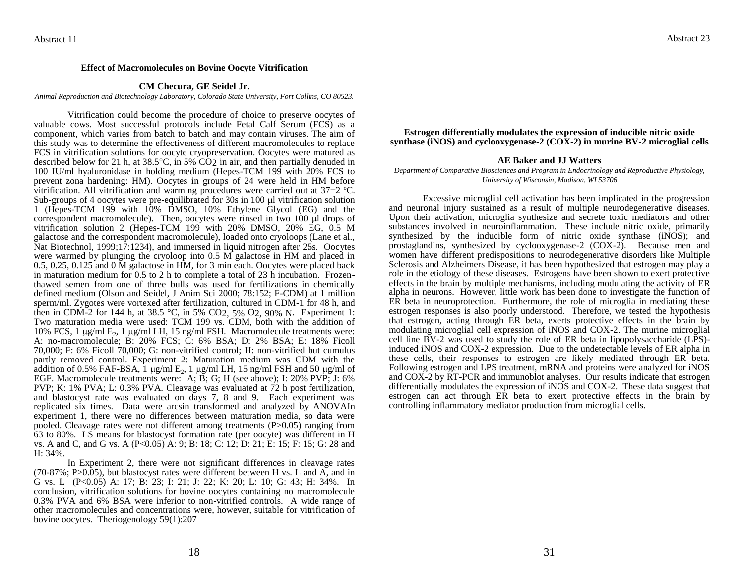## Effect of Macromolecules on Bovine Oocyte Vitrification

**CM Checura, GE Seidel Jr.**

*Animal Reproduction and Biotechnology Laboratory, Colorado State University, Fort Collins, CO 80523.*

Vitrification could become the procedure of choice to preserve oocytes of valuable cows. Most successful protocols include Fetal Calf Serum (FCS) as a component, which varies from batch to batch and may contain viruses. The aim of this study was to determine the effectiveness of different macromolecules to replace FCS in vitrification solutions for oocyte cryopreservation. Oocytes were matured as described below for 21 h, at 38.5°C, in 5% $CO_2$ in air, and then partially denuded in 100 IU/ml hyaluronidase in holding medium (Hepes-TCM 199 with 20% FCS to prevent zona hardening: HM). Oocytes in groups of 24 were held in HM before vitrification. All vitrification and warming procedures were carried out at 37±2 ºC. Sub-groups of 4 oocytes were pre-equilibrated for 30s in 100 μl vitrification solution 1 (Hepes-TCM 199 with 10% DMSO, 10% Ethylene Glycol (EG) and the correspondent macromolecule). Then, oocytes were rinsed in two 100 μl drops of vitrification solution 2 (Hepes-TCM 199 with 20% DMSO, 20% EG, 0.5 M galactose and the correspondent macromolecule), loaded onto cryoloops (Lane et al., Nat Biotechnol, 1999;17:1234), and immersed in liquid nitrogen after 25s. Oocytes were warmed by plunging the cryoloop into 0.5 M galactose in HM and placed in 0.5, 0.25, 0.125 and 0 M galactose in HM, for 3 min each. Oocytes were placed back in maturation medium for 0.5 to 2 h to complete a total of 23 h incubation. Frozen-thawed semen from one of three bulls was used for fertilizations in chemically defined medium (Olson and Seidel, J Anim Sci 2000; 78:152; F-CDM) at 1 million sperm/ml. Zygotes were vortexed after fertilization, cultured in CDM-1 for 48 h, and then in CDM-2 for 144 h, at 38.5 °C, in 5% $CO_2$, 5% $O_2$, 90% N. Experiment 1: Two maturation media were used: TCM 199 vs. CDM, both with the addition of 10% FCS, 1 μg/ml $E_2$, 1 μg/ml LH, 15 ng/ml FSH. Macromolecule treatments were: A: no-macromolecule; B: 20% FCS; C: 6% BSA; D: 2% BSA; E: 18% Ficoll 70,000; F: 6% Ficoll 70,000; G: non-vitrified control; H: non-vitrified but cumulus partly removed control. Experiment 2: Maturation medium was CDM with the addition of 0.5% FAF-BSA, 1 μg/ml $E_2$, 1 μg/ml LH, 15 ng/ml FSH and 50 μg/ml of EGF. Macromolecule treatments were: A; B; G; H (see above); I: 20% PVP; J: 6% PVP; K: 1% PVA; L: 0.3% PVA. Cleavage was evaluated at 72 h post fertilization, and blastocyst rate was evaluated on days 7, 8 and 9. Each experiment was replicated six times. Data were arcsin transformed and analyzed by ANOVAIn experiment 1, there were no differences between maturation media, so data were pooled. Cleavage rates were not different among treatments ($P>0.05$) ranging from 63 to 80%. LS means for blastocyst formation rate (per oocyte) was different in H vs. A and C, and G vs. A ($P<0.05$) A: 9; B: 18; C: 12; D: 21; E: 15; F: 15; G: 28 and H: 34%.

In Experiment 2, there were not significant differences in cleavage rates (70-87%; $P>0.05$), but blastocyst rates were different between H vs. L and A, and in G vs. L ($P<0.05$) A: 17; B: 23; I: 21; J: 22; K: 20; L: 10; G: 43; H: 34%. In conclusion, vitrification solutions for bovine oocytes containing no macromolecule 0.3% PVA and 6% BSA were inferior to non-vitrified controls. A wide range of other macromolecules and concentrations were, however, suitable for vitrification of bovine oocytes. Theriogenology 59(1):207

## Estrogen differentially modulates the expression of inducible nitric oxide synthase (iNOS) and cyclooxygenase-2 (COX-2) in murine BV-2 microglial cells

**AE Baker and JJ Watters**

*Department of Comparative Biosciences and Program in Endocrinology and Reproductive Physiology, University of Wisconsin, Madison, WI 53706*

Excessive microglial cell activation has been implicated in the progression and neuronal injury sustained as a result of multiple neurodegenerative diseases. Upon their activation, microglia synthesize and secrete toxic mediators and other substances involved in neuroinflammation. These include nitric oxide, primarily synthesized by the inducible form of nitric oxide synthase (iNOS); and prostaglandins, synthesized by cyclooxygenase-2 (COX-2). Because men and women have different predispositions to neurodegenerative disorders like Multiple Sclerosis and Alzheimers Disease, it has been hypothesized that estrogen may play a role in the etiology of these diseases. Estrogens have been shown to exert protective effects in the brain by multiple mechanisms, including modulating the activity of ER alpha in neurons. However, little work has been done to investigate the function of ER beta in neuroprotection. Furthermore, the role of microglia in mediating these estrogen responses is also poorly understood. Therefore, we tested the hypothesis that estrogen, acting through ER beta, exerts protective effects in the brain by modulating microglial cell expression of iNOS and COX-2. The murine microglial cell line BV-2 was used to study the role of ER beta in lipopolysaccharide (LPS)-induced iNOS and COX-2 expression. Due to the undetectable levels of ER alpha in these cells, their responses to estrogen are likely mediated through ER beta. Following estrogen and LPS treatment, mRNA and proteins were analyzed for iNOS and COX-2 by RT-PCR and immunoblot analyses. Our results indicate that estrogen differentially modulates the expression of iNOS and COX-2. These data suggest that estrogen can act through ER beta to exert protective effects in the brain by controlling inflammatory mediator production from microglial cells.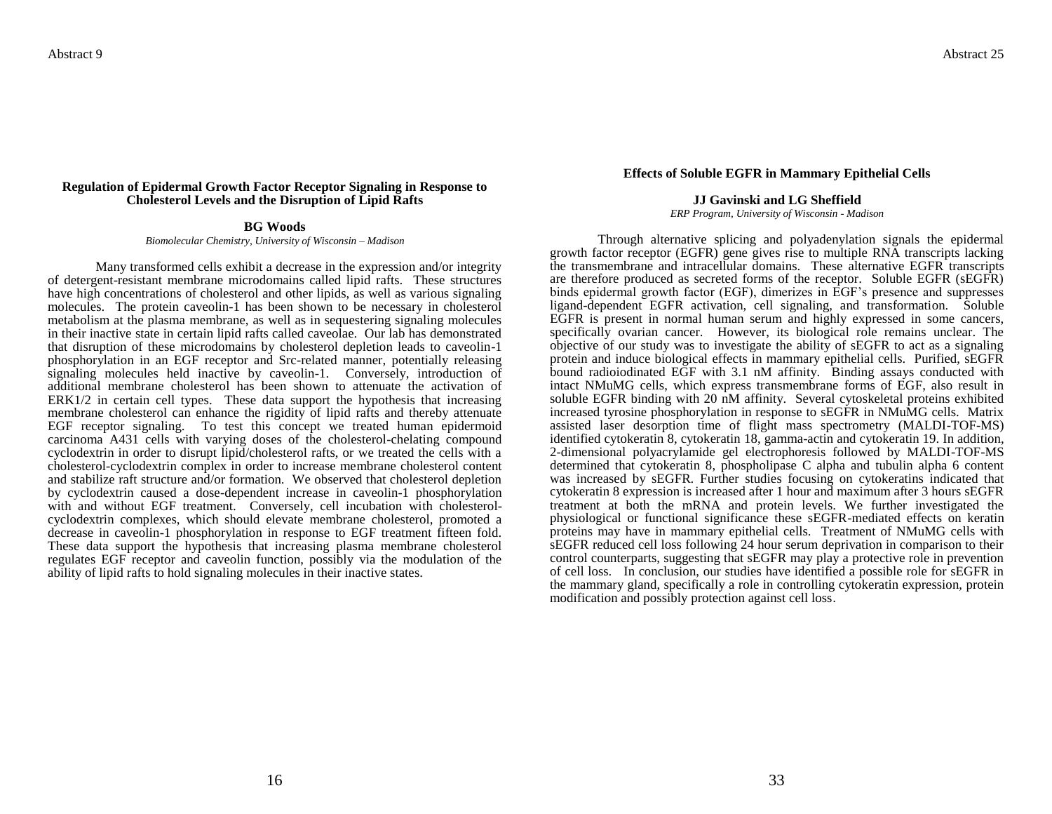Abstract 9

### Regulation of Epidermal Growth Factor Receptor Signaling in Response to Cholesterol Levels and the Disruption of Lipid Rafts

**BG Woods**

*Biomolecular Chemistry, University of Wisconsin – Madison*

Many transformed cells exhibit a decrease in the expression and/or integrity of detergent-resistant membrane microdomains called lipid rafts. These structures have high concentrations of cholesterol and other lipids, as well as various signaling molecules. The protein caveolin-1 has been shown to be necessary in cholesterol metabolism at the plasma membrane, as well as in sequestering signaling molecules in their inactive state in certain lipid rafts called caveolae. Our lab has demonstrated that disruption of these microdomains by cholesterol depletion leads to caveolin-1 phosphorylation in an EGF receptor and Src-related manner, potentially releasing signaling molecules held inactive by caveolin-1. Conversely, introduction of additional membrane cholesterol has been shown to attenuate the activation of ERK1/2 in certain cell types. These data support the hypothesis that increasing membrane cholesterol can enhance the rigidity of lipid rafts and thereby attenuate EGF receptor signaling. To test this concept we treated human epidermoid carcinoma A431 cells with varying doses of the cholesterol-chelating compound cyclodextrin in order to disrupt lipid/cholesterol rafts, or we treated the cells with a cholesterol-cyclodextrin complex in order to increase membrane cholesterol content and stabilize raft structure and/or formation. We observed that cholesterol depletion by cyclodextrin caused a dose-dependent increase in caveolin-1 phosphorylation with and without EGF treatment. Conversely, cell incubation with cholesterol-cyclodextrin complexes, which should elevate membrane cholesterol, promoted a decrease in caveolin-1 phosphorylation in response to EGF treatment fifteen fold. These data support the hypothesis that increasing plasma membrane cholesterol regulates EGF receptor and caveolin function, possibly via the modulation of the ability of lipid rafts to hold signaling molecules in their inactive states.

Abstract 25

### Effects of Soluble EGFR in Mammary Epithelial Cells

**JJ Gavinski and LG Sheffield**

*ERP Program, University of Wisconsin - Madison*

Through alternative splicing and polyadenylation signals the epidermal growth factor receptor (EGFR) gene gives rise to multiple RNA transcripts lacking the transmembrane and intracellular domains. These alternative EGFR transcripts are therefore produced as secreted forms of the receptor. Soluble EGFR (sEGFR) binds epidermal growth factor (EGF), dimerizes in EGF's presence and suppresses ligand-dependent EGFR activation, cell signaling, and transformation. Soluble EGFR is present in normal human serum and highly expressed in some cancers, specifically ovarian cancer. However, its biological role remains unclear. The objective of our study was to investigate the ability of sEGFR to act as a signaling protein and induce biological effects in mammary epithelial cells. Purified, sEGFR bound radioiodinated EGF with 3.1 nM affinity. Binding assays conducted with intact NMuMG cells, which express transmembrane forms of EGF, also result in soluble EGFR binding with 20 nM affinity. Several cytoskeletal proteins exhibited increased tyrosine phosphorylation in response to sEGFR in NMuMG cells. Matrix assisted laser desorption time of flight mass spectrometry (MALDI-TOF-MS) identified cytokeratin 8, cytokeratin 18, gamma-actin and cytokeratin 19. In addition, 2-dimensional polyacrylamide gel electrophoresis followed by MALDI-TOF-MS determined that cytokeratin 8, phospholipase C alpha and tubulin alpha 6 content was increased by sEGFR. Further studies focusing on cytokeratins indicated that cytokeratin 8 expression is increased after 1 hour and maximum after 3 hours sEGFR treatment at both the mRNA and protein levels. We further investigated the physiological or functional significance these sEGFR-mediated effects on keratin proteins may have in mammary epithelial cells. Treatment of NMuMG cells with sEGFR reduced cell loss following 24 hour serum deprivation in comparison to their control counterparts, suggesting that sEGFR may play a protective role in prevention of cell loss. In conclusion, our studies have identified a possible role for sEGFR in the mammary gland, specifically a role in controlling cytokeratin expression, protein modification and possibly protection against cell loss.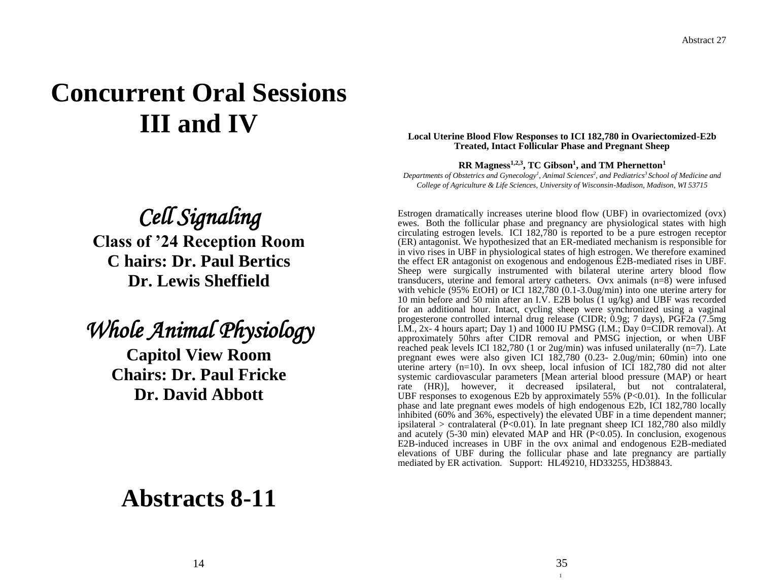# Concurrent Oral Sessions III and IV

## *Cell Signaling*

**Class of '24 Reception Room**
**C hairs: Dr. Paul Bertics**
**Dr. Lewis Sheffield**

## *Whole Animal Physiology*

**Capitol View Room**
**Chairs: Dr. Paul Fricke**
**Dr. David Abbott**

# Abstracts 8-11

Abstract 27

### Local Uterine Blood Flow Responses to ICI 182,780 in Ovariectomized-E2b Treated, Intact Follicular Phase and Pregnant Sheep

**RR Magness[1,2,3], TC Gibson[1], and TM Phernetton[1]**

*Departments of Obstetrics and Gynecology[1], Animal Sciences[2], and Pediatrics[3] School of Medicine and College of Agriculture & Life Sciences, University of Wisconsin-Madison, Madison, WI 53715*

Estrogen dramatically increases uterine blood flow (UBF) in ovariectomized (ovx) ewes. Both the follicular phase and pregnancy are physiological states with high circulating estrogen levels. ICI 182,780 is reported to be a pure estrogen receptor (ER) antagonist. We hypothesized that an ER-mediated mechanism is responsible for in vivo rises in UBF in physiological states of high estrogen. We therefore examined the effect ER antagonist on exogenous and endogenous E2B-mediated rises in UBF. Sheep were surgically instrumented with bilateral uterine artery blood flow transducers, uterine and femoral artery catheters. Ovx animals (n=8) were infused with vehicle (95% EtOH) or ICI 182,780 (0.1-3.0ug/min) into one uterine artery for 10 min before and 50 min after an I.V. E2B bolus (1 ug/kg) and UBF was recorded for an additional hour. Intact, cycling sheep were synchronized using a vaginal progesterone controlled internal drug release (CIDR; 0.9g; 7 days), PGF2a (7.5mg I.M., 2x- 4 hours apart; Day 1) and 1000 IU PMSG (I.M.; Day 0=CIDR removal). At approximately 50hrs after CIDR removal and PMSG injection, or when UBF reached peak levels ICI 182,780 (1 or 2ug/min) was infused unilaterally (n=7). Late pregnant ewes were also given ICI 182,780 (0.23- 2.0ug/min; 60min) into one uterine artery (n=10). In ovx sheep, local infusion of ICI 182,780 did not alter systemic cardiovascular parameters [Mean arterial blood pressure (MAP) or heart rate (HR)], however, it decreased ipsilateral, but not contralateral, UBF responses to exogenous E2b by approximately 55% (P<0.01). In the follicular phase and late pregnant ewes models of high endogenous E2b, ICI 182,780 locally inhibited (60% and 36%, espectively) the elevated UBF in a time dependent manner; ipsilateral > contralateral (P<0.01). In late pregnant sheep ICI 182,780 also mildly and acutely (5-30 min) elevated MAP and HR (P<0.05). In conclusion, exogenous E2B-induced increases in UBF in the ovx animal and endogenous E2B-mediated elevations of UBF during the follicular phase and late pregnancy are partially mediated by ER activation. Support: HL49210, HD33255, HD38843.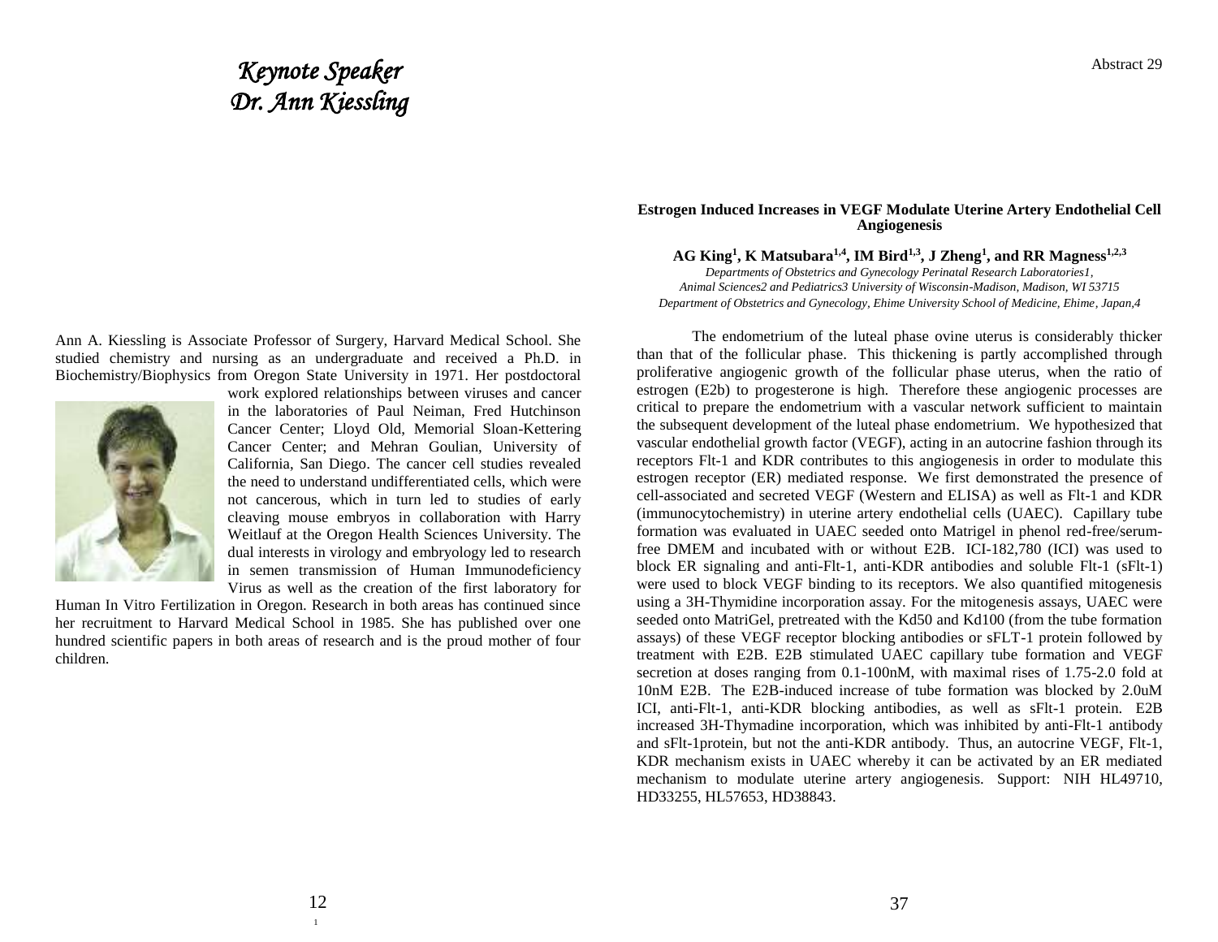# *Keynote Speaker*
# *Dr. Ann Kiessling*

Ann A. Kiessling is Associate Professor of Surgery, Harvard Medical School. She studied chemistry and nursing as an undergraduate and received a Ph.D. in Biochemistry/Biophysics from Oregon State University in 1971. Her postdoctoral work explored relationships between viruses and cancer in the laboratories of Paul Neiman, Fred Hutchinson Cancer Center; Lloyd Old, Memorial Sloan-Kettering Cancer Center; and Mehran Goulian, University of California, San Diego. The cancer cell studies revealed the need to understand undifferentiated cells, which were not cancerous, which in turn led to studies of early cleaving mouse embryos in collaboration with Harry Weitlauf at the Oregon Health Sciences University. The dual interests in virology and embryology led to research in semen transmission of Human Immunodeficiency Virus as well as the creation of the first laboratory for Human In Vitro Fertilization in Oregon. Research in both areas has continued since her recruitment to Harvard Medical School in 1985. She has published over one hundred scientific papers in both areas of research and is the proud mother of four children.

Abstract 29

**Estrogen Induced Increases in VEGF Modulate Uterine Artery Endothelial Cell Angiogenesis**

**AG King[1], K Matsubara[1,4], IM Bird[1,3], J Zheng[1], and RR Magness[1,2,3]**

*Departments of Obstetrics and Gynecology Perinatal Research Laboratories1, Animal Sciences2 and Pediatrics3 University of Wisconsin-Madison, Madison, WI 53715*
*Department of Obstetrics and Gynecology, Ehime University School of Medicine, Ehime, Japan,4*

The endometrium of the luteal phase ovine uterus is considerably thicker than that of the follicular phase. This thickening is partly accomplished through proliferative angiogenic growth of the follicular phase uterus, when the ratio of estrogen (E2b) to progesterone is high. Therefore these angiogenic processes are critical to prepare the endometrium with a vascular network sufficient to maintain the subsequent development of the luteal phase endometrium. We hypothesized that vascular endothelial growth factor (VEGF), acting in an autocrine fashion through its receptors Flt-1 and KDR contributes to this angiogenesis in order to modulate this estrogen receptor (ER) mediated response. We first demonstrated the presence of cell-associated and secreted VEGF (Western and ELISA) as well as Flt-1 and KDR (immunocytochemistry) in uterine artery endothelial cells (UAEC). Capillary tube formation was evaluated in UAEC seeded onto Matrigel in phenol red-free/serum-free DMEM and incubated with or without E2B. ICI-182,780 (ICI) was used to block ER signaling and anti-Flt-1, anti-KDR antibodies and soluble Flt-1 (sFlt-1) were used to block VEGF binding to its receptors. We also quantified mitogenesis using a 3H-Thymidine incorporation assay. For the mitogenesis assays, UAEC were seeded onto MatriGel, pretreated with the Kd50 and Kd100 (from the tube formation assays) of these VEGF receptor blocking antibodies or sFLT-1 protein followed by treatment with E2B. E2B stimulated UAEC capillary tube formation and VEGF secretion at doses ranging from 0.1-100nM, with maximal rises of 1.75-2.0 fold at 10nM E2B. The E2B-induced increase of tube formation was blocked by 2.0uM ICI, anti-Flt-1, anti-KDR blocking antibodies, as well as sFlt-1 protein. E2B increased 3H-Thymadine incorporation, which was inhibited by anti-Flt-1 antibody and sFlt-1protein, but not the anti-KDR antibody. Thus, an autocrine VEGF, Flt-1, KDR mechanism exists in UAEC whereby it can be activated by an ER mediated mechanism to modulate uterine artery angiogenesis. Support: NIH HL49710, HD33255, HL57653, HD38843.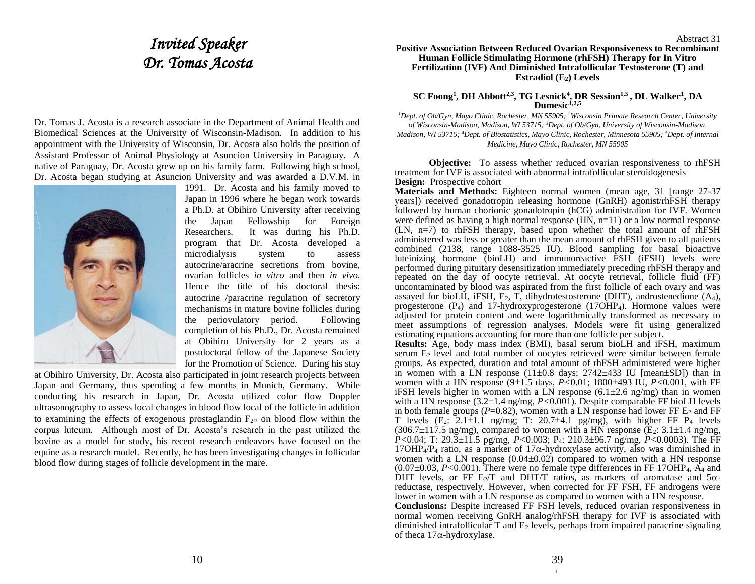# *Invited Speaker*
# *Dr. Tomas Acosta*

Dr. Tomas J. Acosta is a research associate in the Department of Animal Health and Biomedical Sciences at the University of Wisconsin-Madison. In addition to his appointment with the University of Wisconsin, Dr. Acosta also holds the position of Assistant Professor of Animal Physiology at Asuncion University in Paraguay. A native of Paraguay, Dr. Acosta grew up on his family farm. Following high school, Dr. Acosta began studying at Asuncion University and was awarded a D.V.M. in 1991. Dr. Acosta and his family moved to Japan in 1996 where he began work towards a Ph.D. at Obihiro University after receiving the Japan Fellowship for Foreign Researchers. It was during his Ph.D. program that Dr. Acosta developed a microdialysis system to assess autocrine/aracrine secretions from bovine, ovarian follicles *in vitro* and then *in vivo*. Hence the title of his doctoral thesis: autocrine /paracrine regulation of secretory mechanisms in mature bovine follicles during the periovulatory period. Following completion of his Ph.D., Dr. Acosta remained at Obihiro University for 2 years as a postdoctoral fellow of the Japanese Society for the Promotion of Science. During his stay at Obihiro University, Dr. Acosta also participated in joint research projects between Japan and Germany, thus spending a few months in Munich, Germany. While conducting his research in Japan, Dr. Acosta utilized color flow Doppler ultrasonography to assess local changes in blood flow local of the follicle in addition to examining the effects of exogenous prostaglandin $F_{2\alpha}$ on blood flow within the corpus luteum. Although most of Dr. Acosta's research in the past utilized the bovine as a model for study, his recent research endeavors have focused on the equine as a research model. Recently, he has been investigating changes in follicular blood flow during stages of follicle development in the mare.

Abstract 31

**Positive Association Between Reduced Ovarian Responsiveness to Recombinant Human Follicle Stimulating Hormone (rhFSH) Therapy for In Vitro Fertilization (IVF) And Diminished Intrafollicular Testosterone (T) and Estradiol ($E_2$) Levels**

**SC Foong[1], DH Abbott[2,3], TG Lesnick[4], DR Session[1,5], DL Walker[1], DA Dumesic[1,2,5]**

*[1]Dept. of Ob/Gyn, Mayo Clinic, Rochester, MN 55905; [2]Wisconsin Primate Research Center, University of Wisconsin-Madison, Madison, WI 53715; [3]Dept. of Ob/Gyn, University of Wisconsin-Madison, Madison, WI 53715; [4]Dept. of Biostatistics, Mayo Clinic, Rochester, Minnesota 55905; [5]Dept. of Internal Medicine, Mayo Clinic, Rochester, MN 55905*

**Objective:** To assess whether reduced ovarian responsiveness to rhFSH treatment for IVF is associated with abnormal intrafollicular steroidogenesis

**Design:** Prospective cohort

**Materials and Methods:** Eighteen normal women (mean age, 31 [range 27-37 years]) received gonadotropin releasing hormone (GnRH) agonist/rhFSH therapy followed by human chorionic gonadotropin (hCG) administration for IVF. Women were defined as having a high normal response (HN, n=11) or a low normal response (LN, n=7) to rhFSH therapy, based upon whether the total amount of rhFSH administered was less or greater than the mean amount of rhFSH given to all patients combined (2138, range 1088-3525 IU). Blood sampling for basal bioactive luteinizing hormone (bioLH) and immunoreactive FSH (iFSH) levels were performed during pituitary desensitization immediately preceding rhFSH therapy and repeated on the day of oocyte retrieval. At oocyte retrieval, follicle fluid (FF) uncontaminated by blood was aspirated from the first follicle of each ovary and was assayed for bioLH, iFSH, $E_2$, T, dihydrotestosterone (DHT), androstenedione ($A_4$), progesterone ($P_4$) and 17-hydroxyprogesterone (17OHP$_4$). Hormone values were adjusted for protein content and were logarithmically transformed as necessary to meet assumptions of regression analyses. Models were fit using generalized estimating equations accounting for more than one follicle per subject.

**Results:** Age, body mass index (BMI), basal serum bioLH and iFSH, maximum serum $E_2$ level and total number of oocytes retrieved were similar between female groups. As expected, duration and total amount of rhFSH administered were higher in women with a LN response (11±0.8 days; 2742±433 IU [mean±SD]) than in women with a HN response (9±1.5 days, $P<0.01$; 1800±493 IU, $P<0.001$, with FF iFSH levels higher in women with a LN response (6.1±2.6 ng/mg) than in women with a HN response (3.2±1.4 ng/mg, $P<0.001$). Despite comparable FF bioLH levels in both female groups ($P=0.82$), women with a LN response had lower FF $E_2$ and FF T levels ($E_2$: 2.1±1.1 ng/mg; T: 20.7±4.1 pg/mg), with higher FF $P_4$ levels (306.7±117.5 ng/mg), compared to women with a HN response ($E_2$: 3.1±1.4 ng/mg, $P<0.04$; T: 29.3±11.5 pg/mg, $P<0.003$; $P_4$: 210.3±96.7 ng/mg, $P<0.0003$). The FF 17OHP$_4$/$P_4$ ratio, as a marker of 17$\alpha$-hydroxylase activity, also was diminished in women with a LN response (0.04±0.02) compared to women with a HN response (0.07±0.03, $P<0.001$). There were no female type differences in FF 17OHP$_4$, $A_4$ and DHT levels, or FF $E_2$/T and DHT/T ratios, as markers of aromatase and 5$\alpha$-reductase, respectively. However, when corrected for FF FSH, FF androgens were lower in women with a LN response as compared to women with a HN response.

**Conclusions:** Despite increased FF FSH levels, reduced ovarian responsiveness in normal women receiving GnRH analog/rhFSH therapy for IVF is associated with diminished intrafollicular T and $E_2$ levels, perhaps from impaired paracrine signaling of theca 17$\alpha$-hydroxylase.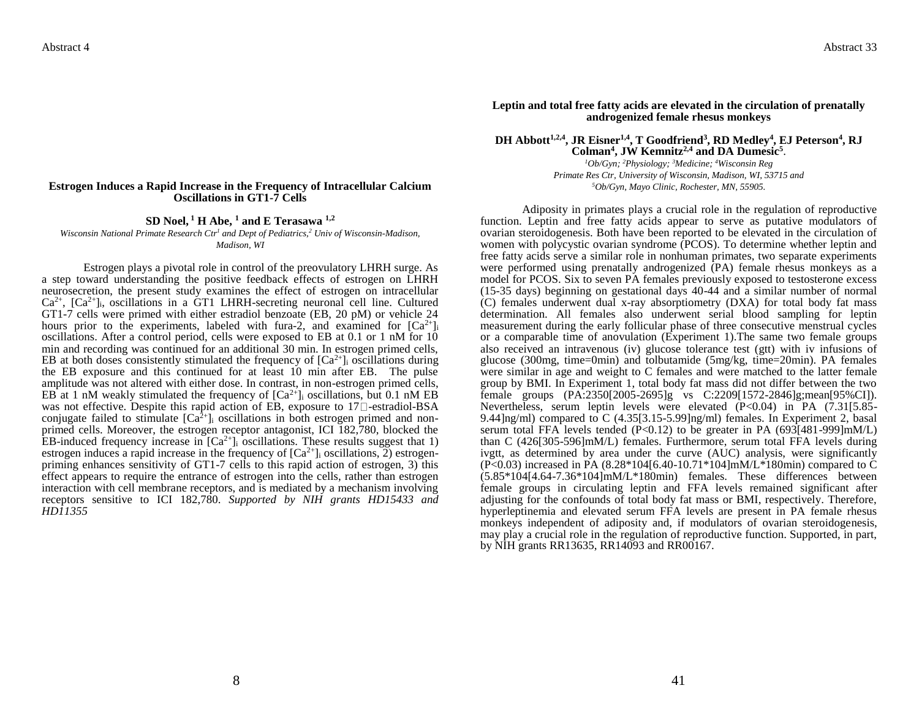## Estrogen Induces a Rapid Increase in the Frequency of Intracellular Calcium Oscillations in GT1-7 Cells

**SD Noel, [1] H Abe, [1] and E Terasawa [1,2]**

*Wisconsin National Primate Research Ctr[1] and Dept of Pediatrics,[2] Univ of Wisconsin-Madison, Madison, WI*

Estrogen plays a pivotal role in control of the preovulatory LHRH surge. As a step toward understanding the positive feedback effects of estrogen on LHRH neurosecretion, the present study examines the effect of estrogen on intracellular $Ca^{2+}$, $[Ca^{2+}]_i$, oscillations in a GT1 LHRH-secreting neuronal cell line. Cultured GT1-7 cells were primed with either estradiol benzoate (EB, 20 pM) or vehicle 24 hours prior to the experiments, labeled with fura-2, and examined for $[Ca^{2+}]_i$ oscillations. After a control period, cells were exposed to EB at 0.1 or 1 nM for 10 min and recording was continued for an additional 30 min. In estrogen primed cells, EB at both doses consistently stimulated the frequency of $[Ca^{2+}]_i$ oscillations during the EB exposure and this continued for at least 10 min after EB. The pulse amplitude was not altered with either dose. In contrast, in non-estrogen primed cells, EB at 1 nM weakly stimulated the frequency of $[Ca^{2+}]_i$ oscillations, but 0.1 nM EB was not effective. Despite this rapid action of EB, exposure to 17β-estradiol-BSA conjugate failed to stimulate $[Ca^{2+}]_i$ oscillations in both estrogen primed and non-primed cells. Moreover, the estrogen receptor antagonist, ICI 182,780, blocked the EB-induced frequency increase in $[Ca^{2+}]_i$ oscillations. These results suggest that 1) estrogen induces a rapid increase in the frequency of $[Ca^{2+}]_i$ oscillations, 2) estrogen-priming enhances sensitivity of GT1-7 cells to this rapid action of estrogen, 3) this effect appears to require the entrance of estrogen into the cells, rather than estrogen interaction with cell membrane receptors, and is mediated by a mechanism involving receptors sensitive to ICI 182,780. *Supported by NIH grants HD15433 and HD11355*

## Leptin and total free fatty acids are elevated in the circulation of prenatally androgenized female rhesus monkeys

**DH Abbott[1,2,4], JR Eisner[1,4], T Goodfriend[3], RD Medley[4], EJ Peterson[4], RJ Colman[4], JW Kemnitz[2,4] and DA Dumesic[5].**

*[1]Ob/Gyn; [2]Physiology; [3]Medicine; [4]Wisconsin Reg Primate Res Ctr, University of Wisconsin, Madison, WI, 53715 and [5]Ob/Gyn, Mayo Clinic, Rochester, MN, 55905.*

Adiposity in primates plays a crucial role in the regulation of reproductive function. Leptin and free fatty acids appear to serve as putative modulators of ovarian steroidogenesis. Both have been reported to be elevated in the circulation of women with polycystic ovarian syndrome (PCOS). To determine whether leptin and free fatty acids serve a similar role in nonhuman primates, two separate experiments were performed using prenatally androgenized (PA) female rhesus monkeys as a model for PCOS. Six to seven PA females previously exposed to testosterone excess (15-35 days) beginning on gestational days 40-44 and a similar number of normal (C) females underwent dual x-ray absorptiometry (DXA) for total body fat mass determination. All females also underwent serial blood sampling for leptin measurement during the early follicular phase of three consecutive menstrual cycles or a comparable time of anovulation (Experiment 1).The same two female groups also received an intravenous (iv) glucose tolerance test (gtt) with iv infusions of glucose (300mg, time=0min) and tolbutamide (5mg/kg, time=20min). PA females were similar in age and weight to C females and were matched to the latter female group by BMI. In Experiment 1, total body fat mass did not differ between the two female groups (PA:2350[2005-2695]g vs C:2209[1572-2846]g;mean[95%CI]). Nevertheless, serum leptin levels were elevated ($P<0.04$) in PA (7.31[5.85-9.44]ng/ml) compared to C (4.35[3.15-5.99]ng/ml) females. In Experiment 2, basal serum total FFA levels tended ($P<0.12$) to be greater in PA (693[481-999]mM/L) than C (426[305-596]mM/L) females. Furthermore, serum total FFA levels during ivgtt, as determined by area under the curve (AUC) analysis, were significantly ($P<0.03$) increased in PA (8.28*104[6.40-10.71*104]mM/L*180min) compared to C (5.85*104[4.64-7.36*104]mM/L*180min) females. These differences between female groups in circulating leptin and FFA levels remained significant after adjusting for the confounds of total body fat mass or BMI, respectively. Therefore, hyperleptinemia and elevated serum FFA levels are present in PA female rhesus monkeys independent of adiposity and, if modulators of ovarian steroidogenesis, may play a crucial role in the regulation of reproductive function. Supported, in part, by NIH grants RR13635, RR14093 and RR00167.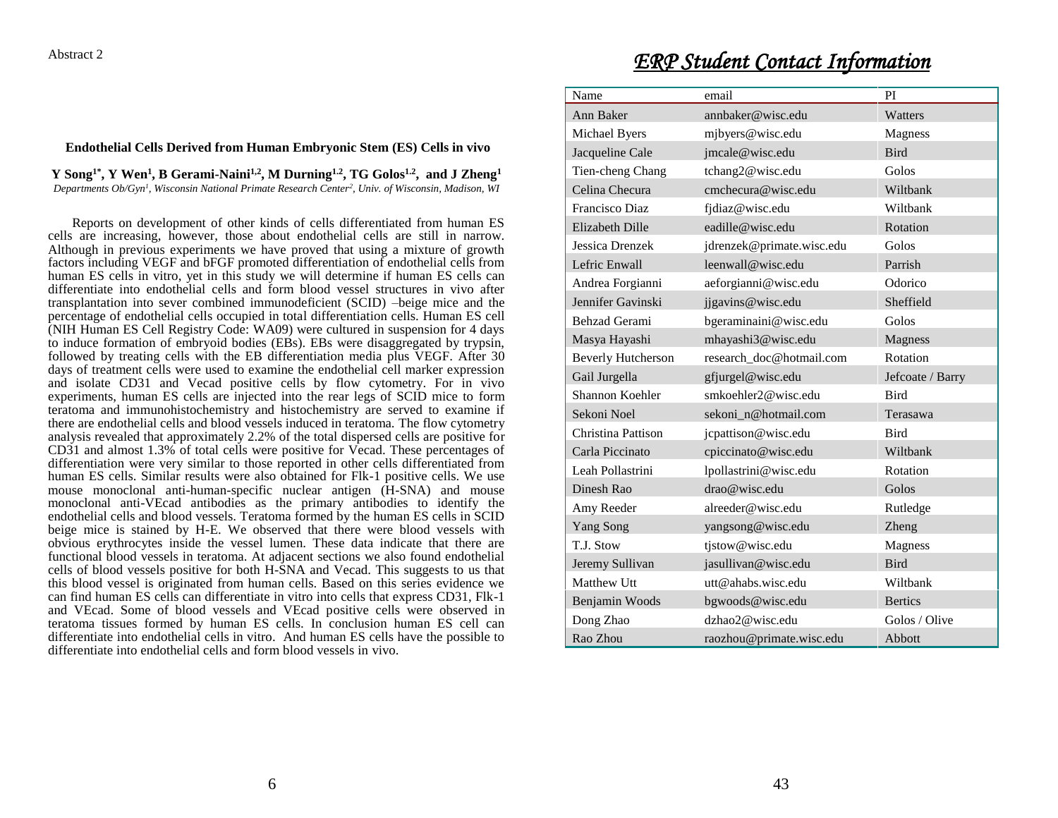Abstract 2

**Endothelial Cells Derived from Human Embryonic Stem (ES) Cells in vivo**

**Y Song[1*], Y Wen[1], B Gerami-Naini[1,2], M Durning[1,2], TG Golos[1,2], and J Zheng[1]**

*Departments Ob/Gyn[1], Wisconsin National Primate Research Center[2], Univ. of Wisconsin, Madison, WI*

Reports on development of other kinds of cells differentiated from human ES cells are increasing, however, those about endothelial cells are still in narrow. Although in previous experiments we have proved that using a mixture of growth factors including VEGF and bFGF promoted differentiation of endothelial cells from human ES cells in vitro, yet in this study we will determine if human ES cells can differentiate into endothelial cells and form blood vessel structures in vivo after transplantation into sever combined immunodeficient (SCID) –beige mice and the percentage of endothelial cells occupied in total differentiation cells. Human ES cell (NIH Human ES Cell Registry Code: WA09) were cultured in suspension for 4 days to induce formation of embryoid bodies (EBs). EBs were disaggregated by trypsin, followed by treating cells with the EB differentiation media plus VEGF. After 30 days of treatment cells were used to examine the endothelial cell marker expression and isolate CD31 and Vecad positive cells by flow cytometry. For in vivo experiments, human ES cells are injected into the rear legs of SCID mice to form teratoma and immunohistochemistry and histochemistry are served to examine if there are endothelial cells and blood vessels induced in teratoma. The flow cytometry analysis revealed that approximately 2.2% of the total dispersed cells are positive for CD31 and almost 1.3% of total cells were positive for Vecad. These percentages of differentiation were very similar to those reported in other cells differentiated from human ES cells. Similar results were also obtained for Flk-1 positive cells. We use mouse monoclonal anti-human-specific nuclear antigen (H-SNA) and mouse monoclonal anti-VEcad antibodies as the primary antibodies to identify the endothelial cells and blood vessels. Teratoma formed by the human ES cells in SCID beige mice is stained by H-E. We observed that there were blood vessels with obvious erythrocytes inside the vessel lumen. These data indicate that there are functional blood vessels in teratoma. At adjacent sections we also found endothelial cells of blood vessels positive for both H-SNA and Vecad. This suggests to us that this blood vessel is originated from human cells. Based on this series evidence we can find human ES cells can differentiate in vitro into cells that express CD31, Flk-1 and VEcad. Some of blood vessels and VEcad positive cells were observed in teratoma tissues formed by human ES cells. In conclusion human ES cell can differentiate into endothelial cells in vitro. And human ES cells have the possible to differentiate into endothelial cells and form blood vessels in vivo.

# *ERP Student Contact Information*

| Name | email | PI |
|---|---|---|
| Ann Baker | annbaker@wisc.edu | Watters |
| Michael Byers | mjbyers@wisc.edu | Magness |
| Jacqueline Cale | jmcale@wisc.edu | Bird |
| Tien-cheng Chang | tchang2@wisc.edu | Golos |
| Celina Checura | cmchecura@wisc.edu | Wiltbank |
| Francisco Diaz | fjdiaz@wisc.edu | Wiltbank |
| Elizabeth Dille | eadille@wisc.edu | Rotation |
| Jessica Drenzek | jdrenzek@primate.wisc.edu | Golos |
| Lefric Enwall | leenwall@wisc.edu | Parrish |
| Andrea Forgianni | aeforgianni@wisc.edu | Odorico |
| Jennifer Gavinski | jjgavins@wisc.edu | Sheffield |
| Behzad Gerami | bgeraminaini@wisc.edu | Golos |
| Masya Hayashi | mhayashi3@wisc.edu | Magness |
| Beverly Hutcherson | research_doc@hotmail.com | Rotation |
| Gail Jurgella | gfjurgel@wisc.edu | Jefcoate / Barry |
| Shannon Koehler | smkoehler2@wisc.edu | Bird |
| Sekoni Noel | sekoni_n@hotmail.com | Terasawa |
| Christina Pattison | jcpattison@wisc.edu | Bird |
| Carla Piccinato | cpiccinato@wisc.edu | Wiltbank |
| Leah Pollastrini | lpollastrini@wisc.edu | Rotation |
| Dinesh Rao | drao@wisc.edu | Golos |
| Amy Reeder | alreeder@wisc.edu | Rutledge |
| Yang Song | yangsong@wisc.edu | Zheng |
| T.J. Stow | tjstow@wisc.edu | Magness |
| Jeremy Sullivan | jasullivan@wisc.edu | Bird |
| Matthew Utt | utt@ahabs.wisc.edu | Wiltbank |
| Benjamin Woods | bgwoods@wisc.edu | Bertics |
| Dong Zhao | dzhao2@wisc.edu | Golos / Olive |
| Rao Zhou | raozhou@primate.wisc.edu | Abbott |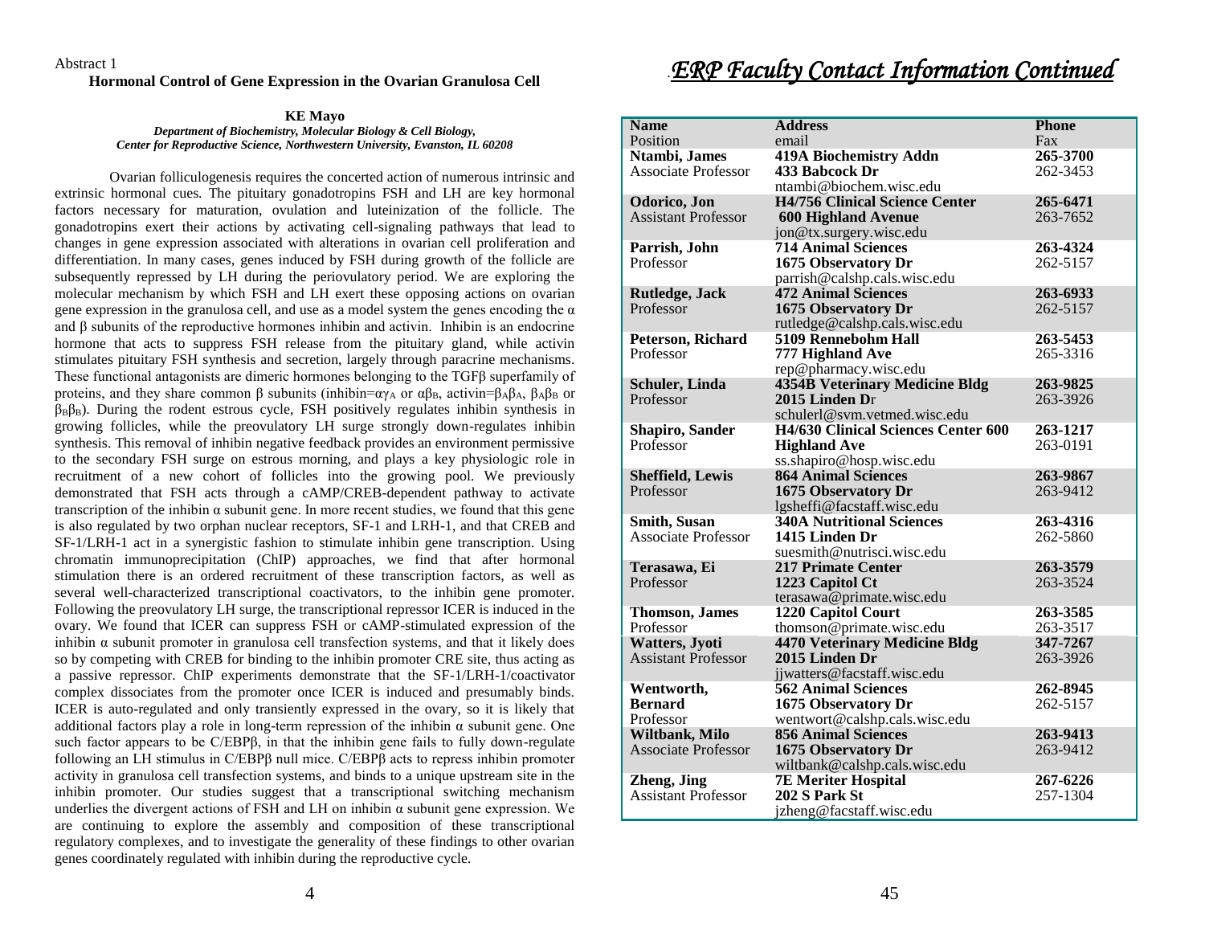Abstract 1

## Hormonal Control of Gene Expression in the Ovarian Granulosa Cell

**KE Mayo**

***Department of Biochemistry, Molecular Biology & Cell Biology, Center for Reproductive Science, Northwestern University, Evanston, IL 60208***

Ovarian folliculogenesis requires the concerted action of numerous intrinsic and extrinsic hormonal cues. The pituitary gonadotropins FSH and LH are key hormonal factors necessary for maturation, ovulation and luteinization of the follicle. The gonadotropins exert their actions by activating cell-signaling pathways that lead to changes in gene expression associated with alterations in ovarian cell proliferation and differentiation. In many cases, genes induced by FSH during growth of the follicle are subsequently repressed by LH during the periovulatory period. We are exploring the molecular mechanism by which FSH and LH exert these opposing actions on ovarian gene expression in the granulosa cell, and use as a model system the genes encoding the α and β subunits of the reproductive hormones inhibin and activin. Inhibin is an endocrine hormone that acts to suppress FSH release from the pituitary gland, while activin stimulates pituitary FSH synthesis and secretion, largely through paracrine mechanisms. These functional antagonists are dimeric hormones belonging to the TGFβ superfamily of proteins, and they share common β subunits (inhibin=$\alpha\gamma_A$ or $\alpha\beta_B$, activin=$\beta_A\beta_A$, $\beta_A\beta_B$ or $\beta_B\beta_B$). During the rodent estrous cycle, FSH positively regulates inhibin synthesis in growing follicles, while the preovulatory LH surge strongly down-regulates inhibin synthesis. This removal of inhibin negative feedback provides an environment permissive to the secondary FSH surge on estrous morning, and plays a key physiologic role in recruitment of a new cohort of follicles into the growing pool. We previously demonstrated that FSH acts through a cAMP/CREB-dependent pathway to activate transcription of the inhibin α subunit gene. In more recent studies, we found that this gene is also regulated by two orphan nuclear receptors, SF-1 and LRH-1, and that CREB and SF-1/LRH-1 act in a synergistic fashion to stimulate inhibin gene transcription. Using chromatin immunoprecipitation (ChIP) approaches, we find that after hormonal stimulation there is an ordered recruitment of these transcription factors, as well as several well-characterized transcriptional coactivators, to the inhibin gene promoter. Following the preovulatory LH surge, the transcriptional repressor ICER is induced in the ovary. We found that ICER can suppress FSH or cAMP-stimulated expression of the inhibin α subunit promoter in granulosa cell transfection systems, and that it likely does so by competing with CREB for binding to the inhibin promoter CRE site, thus acting as a passive repressor. ChIP experiments demonstrate that the SF-1/LRH-1/coactivator complex dissociates from the promoter once ICER is induced and presumably binds. ICER is auto-regulated and only transiently expressed in the ovary, so it is likely that additional factors play a role in long-term repression of the inhibin α subunit gene. One such factor appears to be C/EBPβ, in that the inhibin gene fails to fully down-regulate following an LH stimulus in C/EBPβ null mice. C/EBPβ acts to repress inhibin promoter activity in granulosa cell transfection systems, and binds to a unique upstream site in the inhibin promoter. Our studies suggest that a transcriptional switching mechanism underlies the divergent actions of FSH and LH on inhibin α subunit gene expression. We are continuing to explore the assembly and composition of these transcriptional regulatory complexes, and to investigate the generality of these findings to other ovarian genes coordinately regulated with inhibin during the reproductive cycle.

## *ERP Faculty Contact Information Continued*

| Name<br>Position | Address<br>email | Phone<br>Fax |
|---|---|---|
| **Ntambi, James**<br>Associate Professor | **419A Biochemistry Addn**<br>**433 Babcock Dr**<br>ntambi@biochem.wisc.edu | **265-3700**<br>262-3453 |
| **Odorico, Jon**<br>Assistant Professor | **H4/756 Clinical Science Center**<br>**600 Highland Avenue**<br>jon@tx.surgery.wisc.edu | **265-6471**<br>263-7652 |
| **Parrish, John**<br>Professor | **714 Animal Sciences**<br>**1675 Observatory Dr**<br>parrish@calshp.cals.wisc.edu | **263-4324**<br>262-5157 |
| **Rutledge, Jack**<br>Professor | **472 Animal Sciences**<br>**1675 Observatory Dr**<br>rutledge@calshp.cals.wisc.edu | **263-6933**<br>262-5157 |
| **Peterson, Richard**<br>Professor | **5109 Rennebohm Hall**<br>**777 Highland Ave**<br>rep@pharmacy.wisc.edu | **263-5453**<br>265-3316 |
| **Schuler, Linda**<br>Professor | **4354B Veterinary Medicine Bldg**<br>**2015 Linden Dr**<br>schulerl@svm.vetmed.wisc.edu | **263-9825**<br>263-3926 |
| **Shapiro, Sander**<br>Professor | **H4/630 Clinical Sciences Center 600 Highland Ave**<br>ss.shapiro@hosp.wisc.edu | **263-1217**<br>263-0191 |
| **Sheffield, Lewis**<br>Professor | **864 Animal Sciences**<br>**1675 Observatory Dr**<br>lgsheffi@facstaff.wisc.edu | **263-9867**<br>263-9412 |
| **Smith, Susan**<br>Associate Professor | **340A Nutritional Sciences**<br>**1415 Linden Dr**<br>suesmith@nutrisci.wisc.edu | **263-4316**<br>262-5860 |
| **Terasawa, Ei**<br>Professor | **217 Primate Center**<br>**1223 Capitol Ct**<br>terasawa@primate.wisc.edu | **263-3579**<br>263-3524 |
| **Thomson, James**<br>Professor | **1220 Capitol Court**<br>thomson@primate.wisc.edu | **263-3585**<br>263-3517 |
| **Watters, Jyoti**<br>Assistant Professor | **4470 Veterinary Medicine Bldg**<br>**2015 Linden Dr**<br>jjwatters@facstaff.wisc.edu | **347-7267**<br>263-3926 |
| **Wentworth, Bernard**<br>Professor | **562 Animal Sciences**<br>**1675 Observatory Dr**<br>wentwort@calshp.cals.wisc.edu | **262-8945**<br>262-5157 |
| **Wiltbank, Milo**<br>Associate Professor | **856 Animal Sciences**<br>**1675 Observatory Dr**<br>wiltbank@calshp.cals.wisc.edu | **263-9413**<br>263-9412 |
| **Zheng, Jing**<br>Assistant Professor | **7E Meriter Hospital**<br>**202 S Park St**<br>jzheng@facstaff.wisc.edu | **267-6226**<br>257-1304 |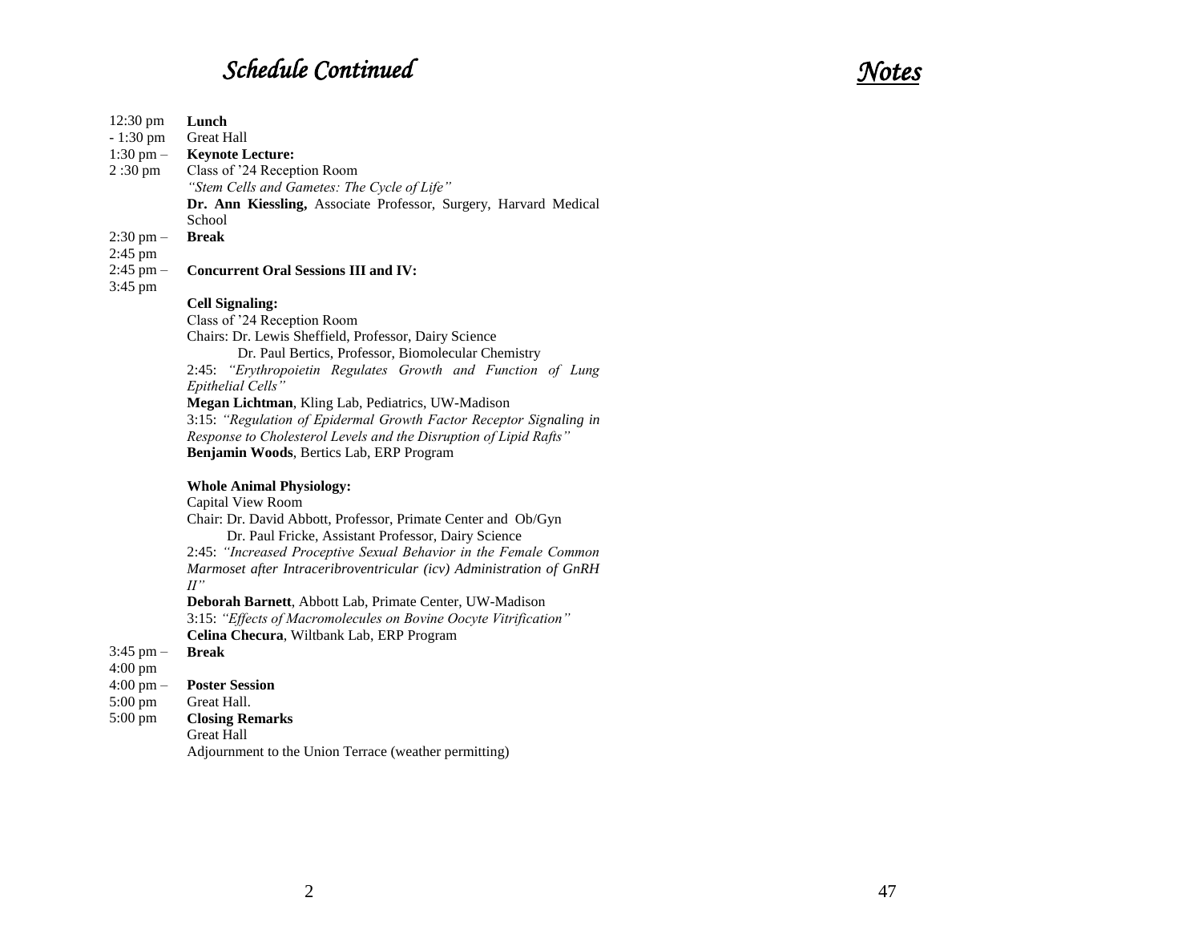## *Schedule Continued*

| Time | Event |
|---|---|
| 12:30 pm - 1:30 pm | **Lunch**<br>Great Hall |
| 1:30 pm – 2 :30 pm | **Keynote Lecture:**<br>Class of '24 Reception Room<br>*"Stem Cells and Gametes: The Cycle of Life"*<br>**Dr. Ann Kiessling,** Associate Professor, Surgery, Harvard Medical School |
| 2:30 pm – 2:45 pm | **Break** |
| 2:45 pm – 3:45 pm | **Concurrent Oral Sessions III and IV:** |

**Cell Signaling:**
Class of '24 Reception Room
Chairs: Dr. Lewis Sheffield, Professor, Dairy Science
Dr. Paul Bertics, Professor, Biomolecular Chemistry

2:45: *"Erythropoietin Regulates Growth and Function of Lung Epithelial Cells"*
**Megan Lichtman**, Kling Lab, Pediatrics, UW-Madison

3:15: *"Regulation of Epidermal Growth Factor Receptor Signaling in Response to Cholesterol Levels and the Disruption of Lipid Rafts"*
**Benjamin Woods**, Bertics Lab, ERP Program

**Whole Animal Physiology:**
Capital View Room
Chair: Dr. David Abbott, Professor, Primate Center and Ob/Gyn
Dr. Paul Fricke, Assistant Professor, Dairy Science

2:45: *"Increased Proceptive Sexual Behavior in the Female Common Marmoset after Intraceribroventricular (icv) Administration of GnRH II"*
**Deborah Barnett**, Abbott Lab, Primate Center, UW-Madison

3:15: *"Effects of Macromolecules on Bovine Oocyte Vitrification"*
**Celina Checura**, Wiltbank Lab, ERP Program

| Time | Event |
|---|---|
| 3:45 pm – 4:00 pm | **Break** |
| 4:00 pm – 5:00 pm | **Poster Session**<br>Great Hall. |
| 5:00 pm | **Closing Remarks**<br>Great Hall<br>Adjournment to the Union Terrace (weather permitting) |

## *Notes*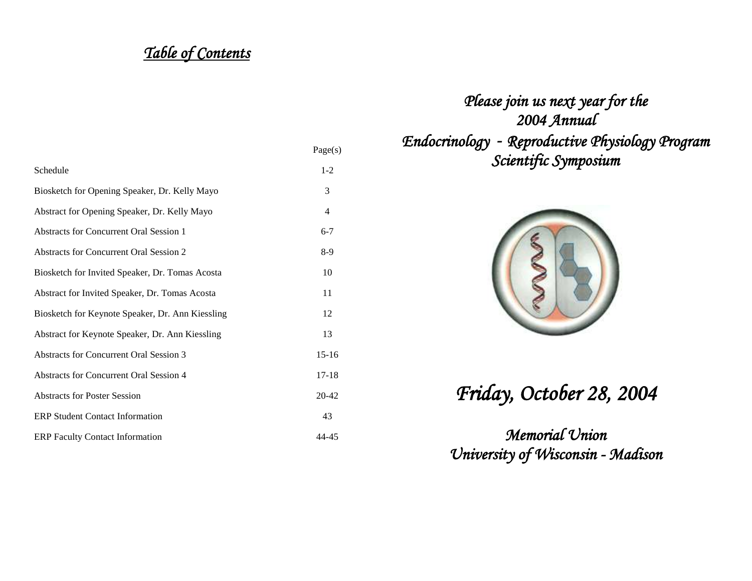# *Table of Contents*

| | Page(s) |
|---|---|
| Schedule | 1-2 |
| Biosketch for Opening Speaker, Dr. Kelly Mayo | 3 |
| Abstract for Opening Speaker, Dr. Kelly Mayo | 4 |
| Abstracts for Concurrent Oral Session 1 | 6-7 |
| Abstracts for Concurrent Oral Session 2 | 8-9 |
| Biosketch for Invited Speaker, Dr. Tomas Acosta | 10 |
| Abstract for Invited Speaker, Dr. Tomas Acosta | 11 |
| Biosketch for Keynote Speaker, Dr. Ann Kiessling | 12 |
| Abstract for Keynote Speaker, Dr. Ann Kiessling | 13 |
| Abstracts for Concurrent Oral Session 3 | 15-16 |
| Abstracts for Concurrent Oral Session 4 | 17-18 |
| Abstracts for Poster Session | 20-42 |
| ERP Student Contact Information | 43 |
| ERP Faculty Contact Information | 44-45 |

*Please join us next year for the*
*2004 Annual*
*Endocrinology - Reproductive Physiology Program*
*Scientific Symposium*

*Friday, October 28, 2004*

*Memorial Union*
*University of Wisconsin - Madison*